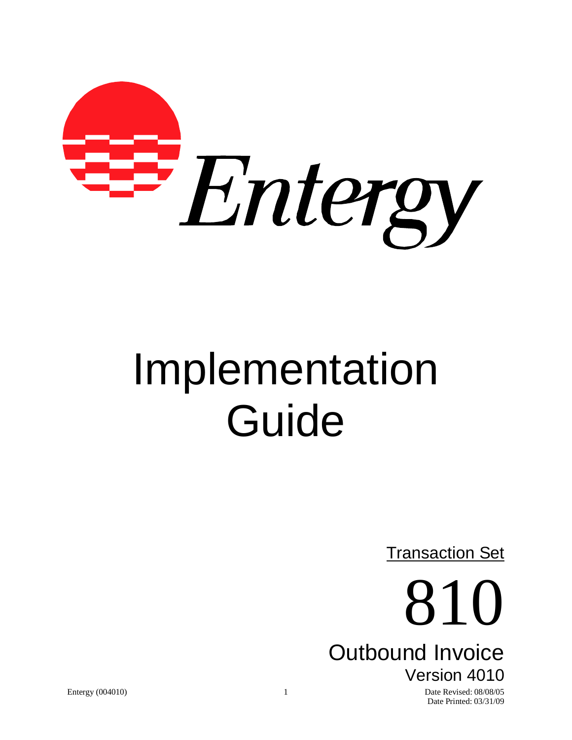Entergy

# Implementation Guide

Transaction Set

# 810

## Outbound Invoice

Version 4010

Entergy (004010)

Date Revised: 08/08/05
Date Printed: 03/31/09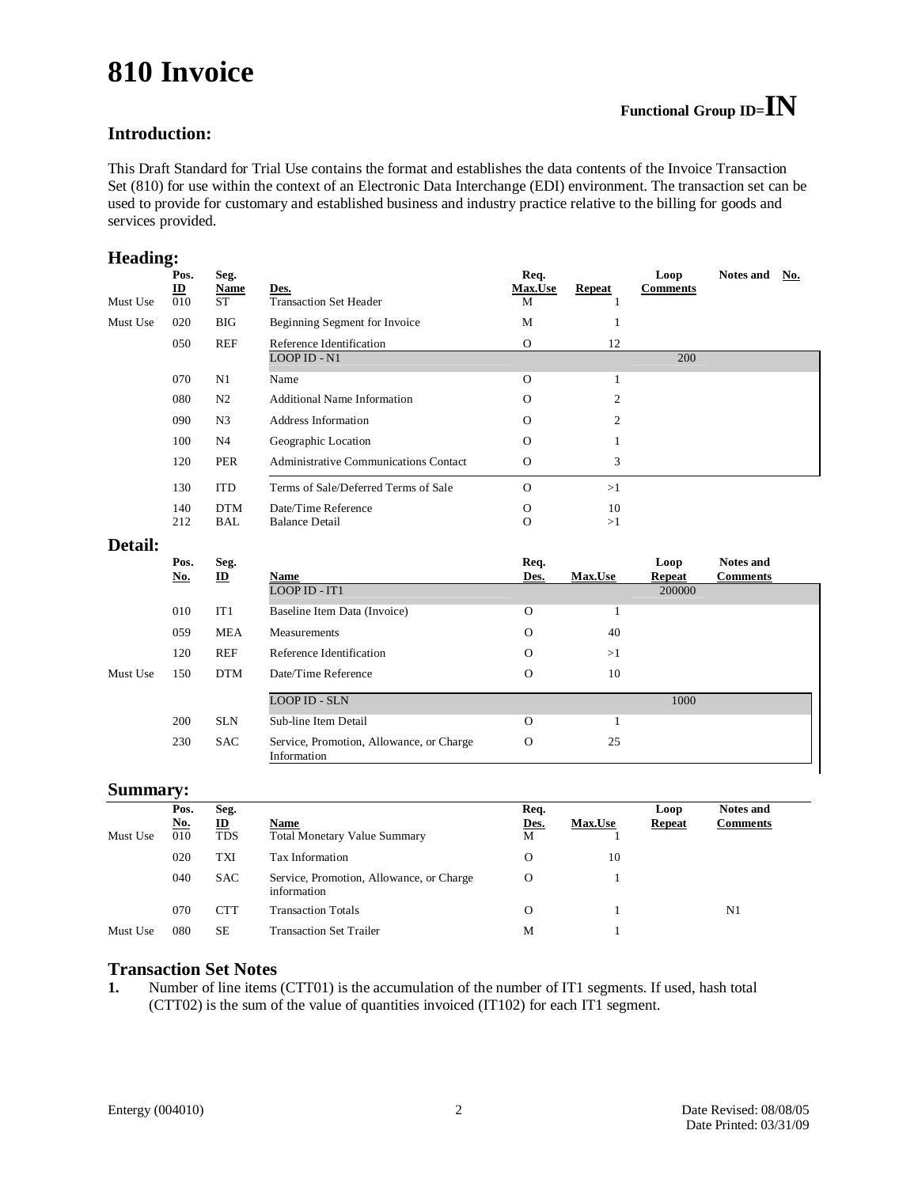# 810 Invoice

**Functional Group ID=IN**

## Introduction:

This Draft Standard for Trial Use contains the format and establishes the data contents of the Invoice Transaction Set (810) for use within the context of an Electronic Data Interchange (EDI) environment. The transaction set can be used to provide for customary and established business and industry practice relative to the billing for goods and services provided.

## Heading:

| | Pos. ID | Seg. Name | Des. | Req. Max.Use | Repeat | Loop Comments | Notes and No. |
|---|---|---|---|---|---|---|---|
| Must Use | 010 | ST | Transaction Set Header | M | 1 | | |
| Must Use | 020 | BIG | Beginning Segment for Invoice | M | 1 | | |
| | 050 | REF | Reference Identification | O | 12 | | |
| | | | LOOP ID - N1 | | | 200 | |
| | 070 | N1 | Name | O | 1 | | |
| | 080 | N2 | Additional Name Information | O | 2 | | |
| | 090 | N3 | Address Information | O | 2 | | |
| | 100 | N4 | Geographic Location | O | 1 | | |
| | 120 | PER | Administrative Communications Contact | O | 3 | | |
| | 130 | ITD | Terms of Sale/Deferred Terms of Sale | O | >1 | | |
| | 140 | DTM | Date/Time Reference | O | 10 | | |
| | 212 | BAL | Balance Detail | O | >1 | | |

## Detail:

| | Pos. No. | Seg. ID | Name | Req. Des. | Max.Use | Loop Repeat | Notes and Comments |
|---|---|---|---|---|---|---|---|
| | | | LOOP ID - IT1 | | | 200000 | |
| | 010 | IT1 | Baseline Item Data (Invoice) | O | 1 | | |
| | 059 | MEA | Measurements | O | 40 | | |
| | 120 | REF | Reference Identification | O | >1 | | |
| Must Use | 150 | DTM | Date/Time Reference | O | 10 | | |
| | | | LOOP ID - SLN | | | 1000 | |
| | 200 | SLN | Sub-line Item Detail | O | 1 | | |
| | 230 | SAC | Service, Promotion, Allowance, or Charge Information | O | 25 | | |

## Summary:

| | Pos. No. | Seg. ID | Name | Req. Des. | Max.Use | Loop Repeat | Notes and Comments |
|---|---|---|---|---|---|---|---|
| Must Use | 010 | TDS | Total Monetary Value Summary | M | 1 | | |
| | 020 | TXI | Tax Information | O | 10 | | |
| | 040 | SAC | Service, Promotion, Allowance, or Charge information | O | 1 | | |
| | 070 | CTT | Transaction Totals | O | 1 | | N1 |
| Must Use | 080 | SE | Transaction Set Trailer | M | 1 | | |

## Transaction Set Notes

1. Number of line items (CTT01) is the accumulation of the number of IT1 segments. If used, hash total (CTT02) is the sum of the value of quantities invoiced (IT102) for each IT1 segment.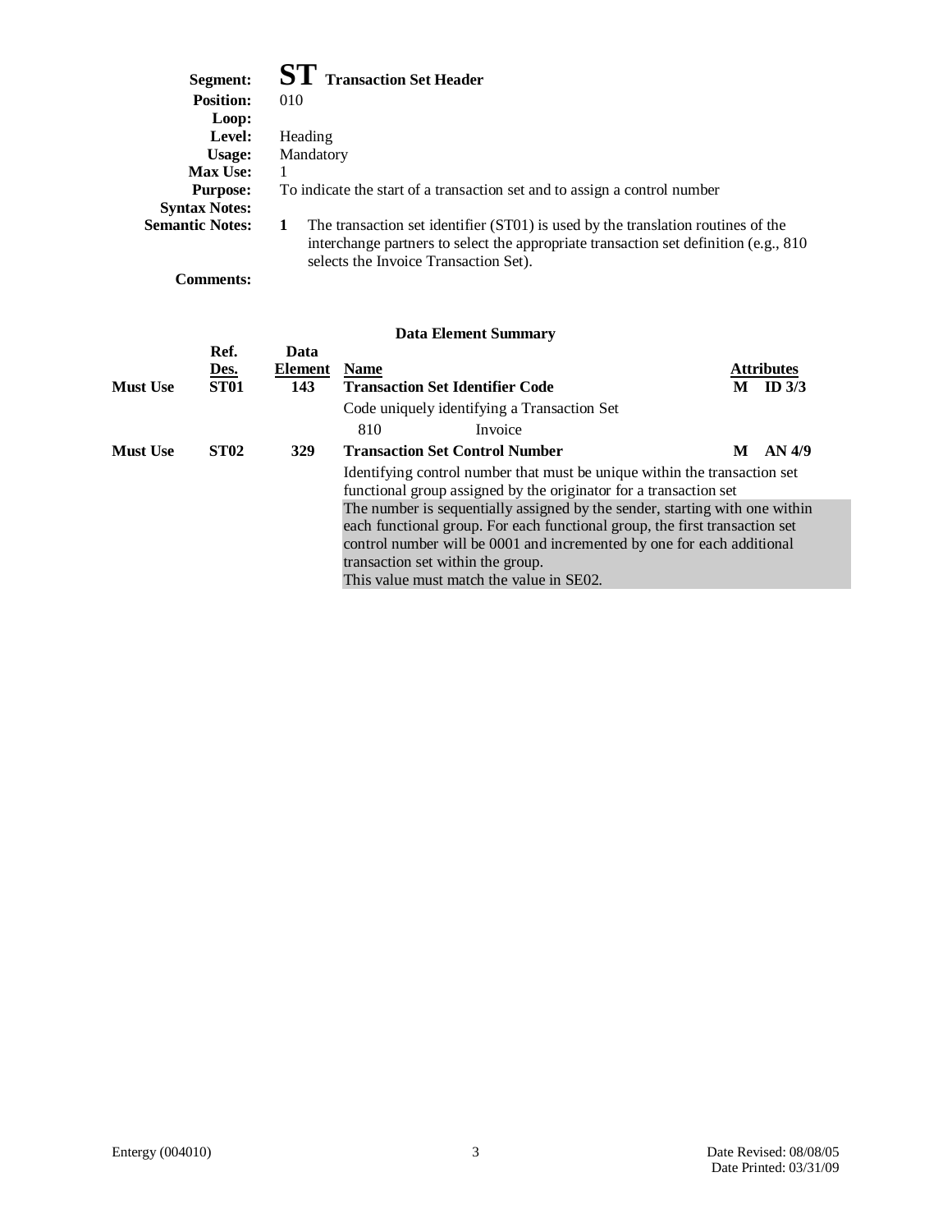**Segment:** **ST** **Transaction Set Header**
**Position:** 010
**Loop:**
**Level:** Heading
**Usage:** Mandatory
**Max Use:** 1
**Purpose:** To indicate the start of a transaction set and to assign a control number
**Syntax Notes:**
**Semantic Notes:**
1. The transaction set identifier (ST01) is used by the translation routines of the interchange partners to select the appropriate transaction set definition (e.g., 810 selects the Invoice Transaction Set).

**Comments:**

**Data Element Summary**

| | Ref. Des. | Data Element | Name | Attributes |
|---|---|---|---|---|
| **Must Use** | **ST01** | **143** | **Transaction Set Identifier Code** | **M ID 3/3** |
| | | | Code uniquely identifying a Transaction Set | |
| | | | 810 Invoice | |
| **Must Use** | **ST02** | **329** | **Transaction Set Control Number** | **M AN 4/9** |
| | | | Identifying control number that must be unique within the transaction set functional group assigned by the originator for a transaction set | |
| | | | The number is sequentially assigned by the sender, starting with one within each functional group. For each functional group, the first transaction set control number will be 0001 and incremented by one for each additional transaction set within the group. This value must match the value in SE02. | |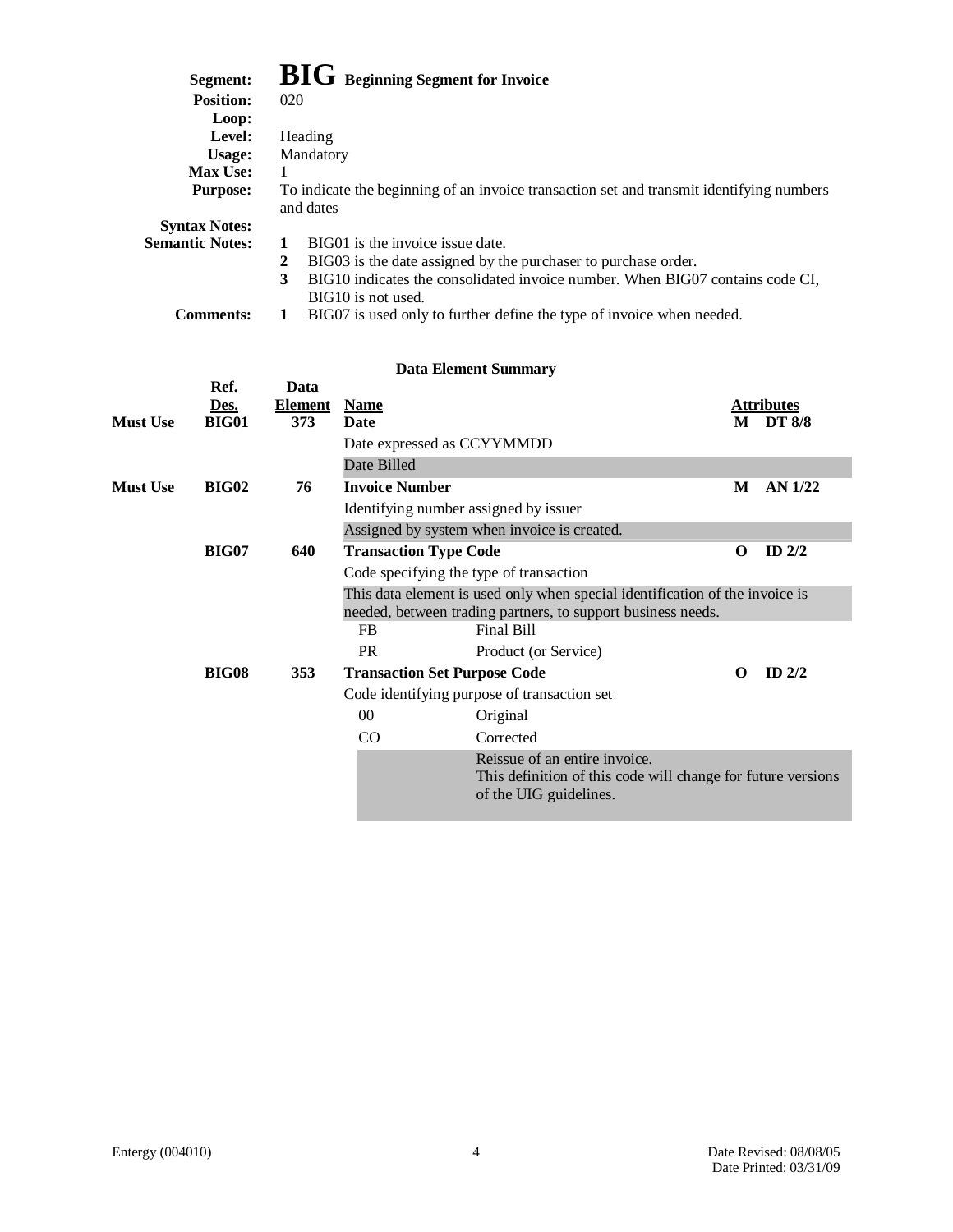**Segment:** **BIG** Beginning Segment for Invoice
**Position:** 020
**Loop:**
**Level:** Heading
**Usage:** Mandatory
**Max Use:** 1
**Purpose:** To indicate the beginning of an invoice transaction set and transmit identifying numbers and dates
**Syntax Notes:**
**Semantic Notes:**
1. BIG01 is the invoice issue date.
2. BIG03 is the date assigned by the purchaser to purchase order.
3. BIG10 indicates the consolidated invoice number. When BIG07 contains code CI, BIG10 is not used.

**Comments:**
1. BIG07 is used only to further define the type of invoice when needed.

### Data Element Summary

| | Ref. Des. | Data Element | Name | | Attributes |
|---|---|---|---|---|---|
| **Must Use** | **BIG01** | **373** | **Date** | **M** | **DT 8/8** |
| | | | Date expressed as CCYYMMDD | | |
| | | | Date Billed | | |
| **Must Use** | **BIG02** | **76** | **Invoice Number** | **M** | **AN 1/22** |
| | | | Identifying number assigned by issuer | | |
| | | | Assigned by system when invoice is created. | | |
| | **BIG07** | **640** | **Transaction Type Code** | **O** | **ID 2/2** |
| | | | Code specifying the type of transaction | | |
| | | | This data element is used only when special identification of the invoice is needed, between trading partners, to support business needs. | | |
| | | | FB — Final Bill | | |
| | | | PR — Product (or Service) | | |
| | **BIG08** | **353** | **Transaction Set Purpose Code** | **O** | **ID 2/2** |
| | | | Code identifying purpose of transaction set | | |
| | | | 00 — Original | | |
| | | | CO — Corrected | | |
| | | | Reissue of an entire invoice. This definition of this code will change for future versions of the UIG guidelines. | | |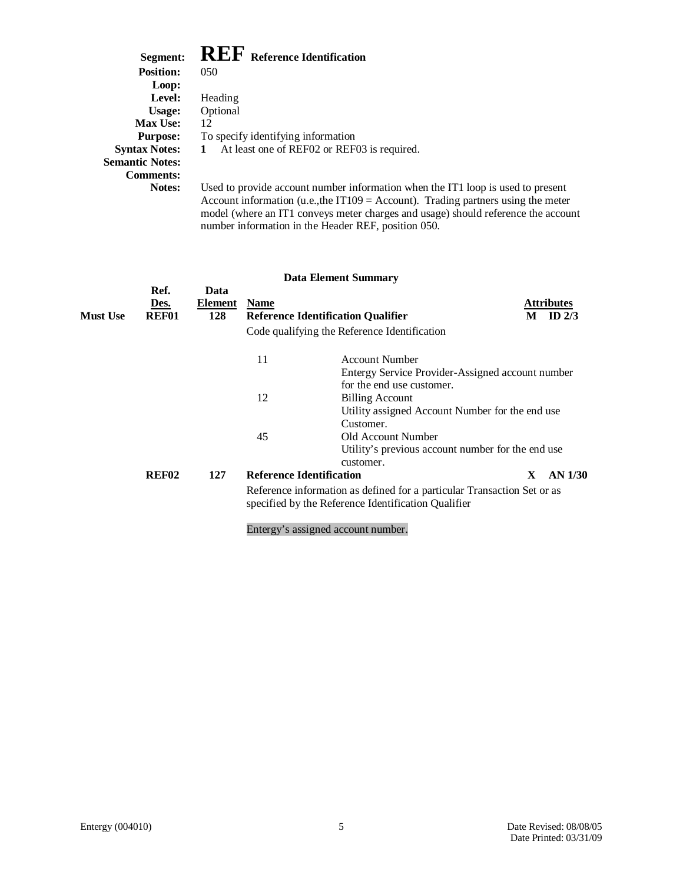**Segment:** **REF** **Reference Identification**

**Position:** 050

**Loop:**

**Level:** Heading

**Usage:** Optional

**Max Use:** 12

**Purpose:** To specify identifying information

**Syntax Notes:** **1** At least one of REF02 or REF03 is required.

**Semantic Notes:**

**Comments:**

**Notes:** Used to provide account number information when the IT1 loop is used to present Account information (u.e.,the IT109 = Account). Trading partners using the meter model (where an IT1 conveys meter charges and usage) should reference the account number information in the Header REF, position 050.

**Data Element Summary**

| | Ref. Des. | Data Element | Name | | Attributes |
|---|---|---|---|---|---|
| **Must Use** | **REF01** | **128** | **Reference Identification Qualifier** | **M** | **ID 2/3** |
| | | | Code qualifying the Reference Identification | | |
| | | | 11 | Account Number<br>Entergy Service Provider-Assigned account number for the end use customer. | |
| | | | 12 | Billing Account<br>Utility assigned Account Number for the end use Customer. | |
| | | | 45 | Old Account Number<br>Utility's previous account number for the end use customer. | |
| | **REF02** | **127** | **Reference Identification** | **X** | **AN 1/30** |
| | | | Reference information as defined for a particular Transaction Set or as specified by the Reference Identification Qualifier<br><br>Entergy's assigned account number. | | |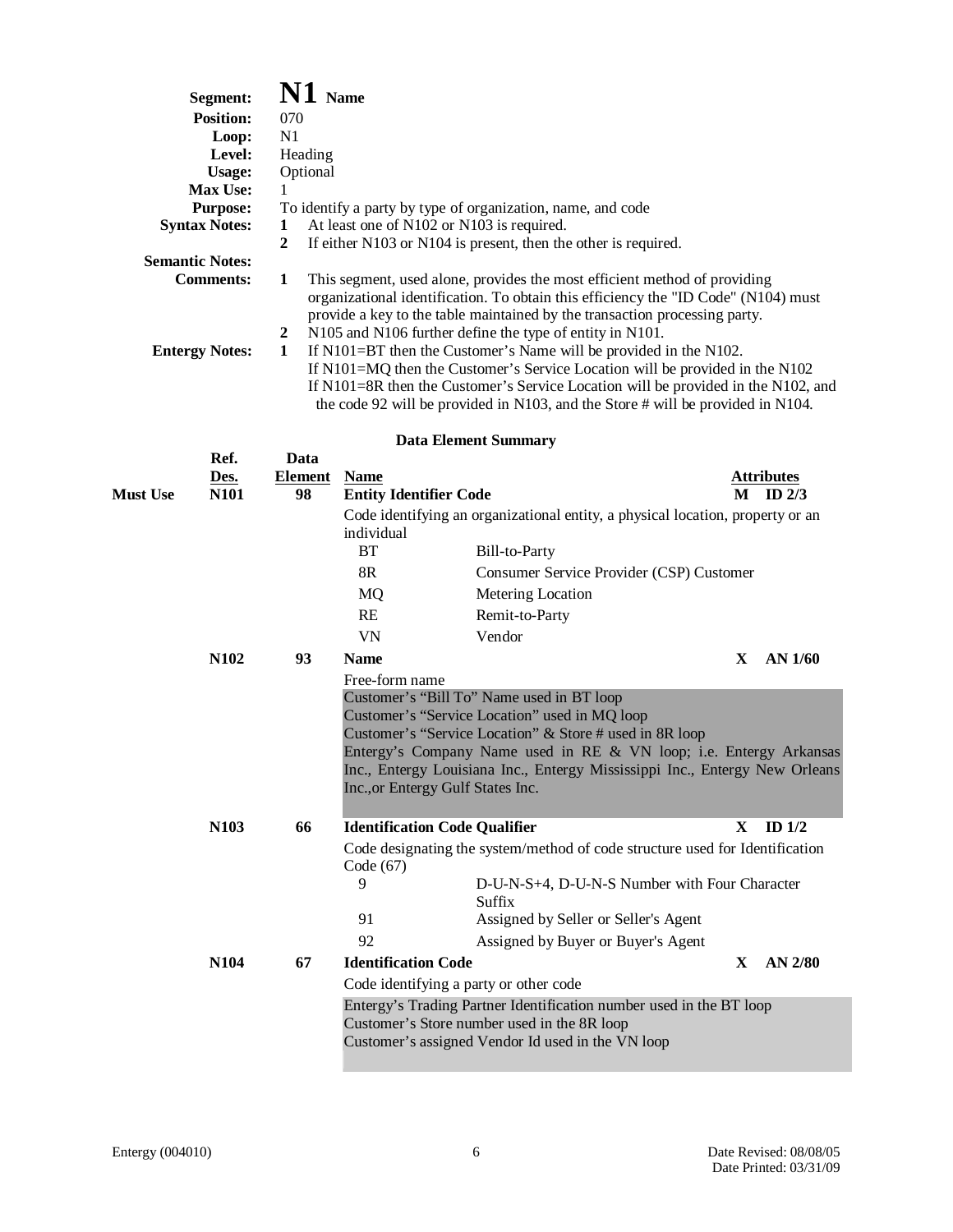**Segment:** **N1** **Name**
**Position:** 070
**Loop:** N1
**Level:** Heading
**Usage:** Optional
**Max Use:** 1
**Purpose:** To identify a party by type of organization, name, and code
**Syntax Notes:**
1. At least one of N102 or N103 is required.
2. If either N103 or N104 is present, then the other is required.

**Semantic Notes:**

**Comments:**
1. This segment, used alone, provides the most efficient method of providing organizational identification. To obtain this efficiency the "ID Code" (N104) must provide a key to the table maintained by the transaction processing party.
2. N105 and N106 further define the type of entity in N101.

**Entergy Notes:**
1. If N101=BT then the Customer's Name will be provided in the N102.
   If N101=MQ then the Customer's Service Location will be provided in the N102
   If N101=8R then the Customer's Service Location will be provided in the N102, and the code 92 will be provided in N103, and the Store # will be provided in N104.

### Data Element Summary

| | Ref. Des. | Data Element | Name | | Attributes |
|---|---|---|---|---|---|
| **Must Use** | **N101** | **98** | **Entity Identifier Code** | **M** | **ID 2/3** |
| | | | Code identifying an organizational entity, a physical location, property or an individual | | |
| | | | BT — Bill-to-Party | | |
| | | | 8R — Consumer Service Provider (CSP) Customer | | |
| | | | MQ — Metering Location | | |
| | | | RE — Remit-to-Party | | |
| | | | VN — Vendor | | |
| | **N102** | **93** | **Name** | **X** | **AN 1/60** |
| | | | Free-form name | | |
| | | | Customer's "Bill To" Name used in BT loop<br>Customer's "Service Location" used in MQ loop<br>Customer's "Service Location" & Store # used in 8R loop<br>Entergy's Company Name used in RE & VN loop; i.e. Entergy Arkansas Inc., Entergy Louisiana Inc., Entergy Mississippi Inc., Entergy New Orleans Inc.,or Entergy Gulf States Inc. | | |
| | **N103** | **66** | **Identification Code Qualifier** | **X** | **ID 1/2** |
| | | | Code designating the system/method of code structure used for Identification Code (67) | | |
| | | | 9 — D-U-N-S+4, D-U-N-S Number with Four Character Suffix | | |
| | | | 91 — Assigned by Seller or Seller's Agent | | |
| | | | 92 — Assigned by Buyer or Buyer's Agent | | |
| | **N104** | **67** | **Identification Code** | **X** | **AN 2/80** |
| | | | Code identifying a party or other code | | |
| | | | Entergy's Trading Partner Identification number used in the BT loop<br>Customer's Store number used in the 8R loop<br>Customer's assigned Vendor Id used in the VN loop | | |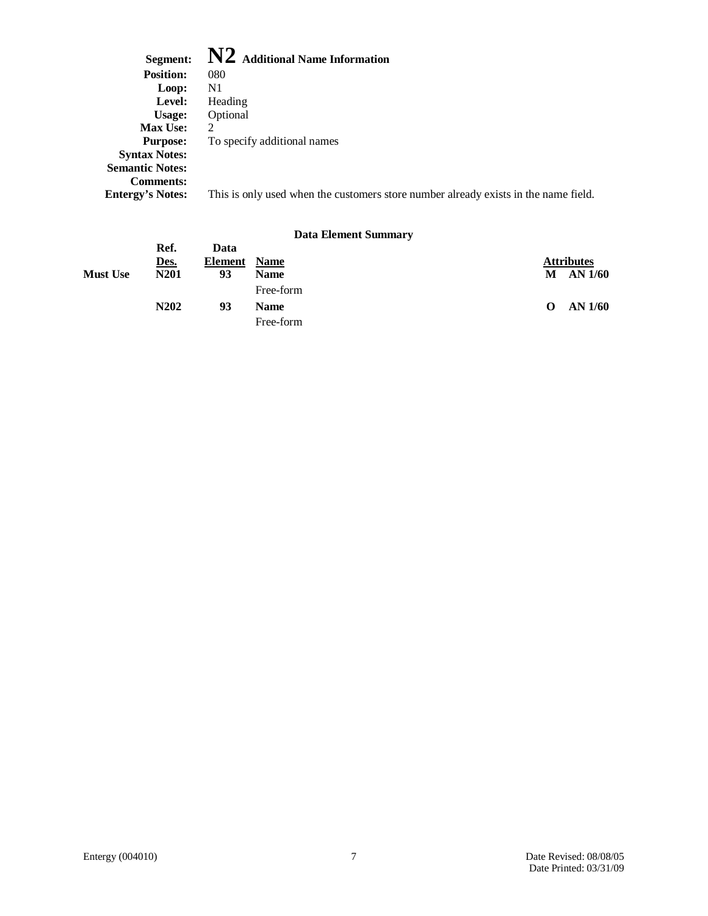**Segment:** **N2** **Additional Name Information**
**Position:** 080
**Loop:** N1
**Level:** Heading
**Usage:** Optional
**Max Use:** 2
**Purpose:** To specify additional names
**Syntax Notes:**
**Semantic Notes:**
**Comments:**
**Entergy's Notes:** This is only used when the customers store number already exists in the name field.

**Data Element Summary**

| | Ref. Des. | Data Element | Name | Attributes |
|---|---|---|---|---|
| **Must Use** | **N201** | **93** | **Name** Free-form | **M AN 1/60** |
| | **N202** | **93** | **Name** Free-form | **O AN 1/60** |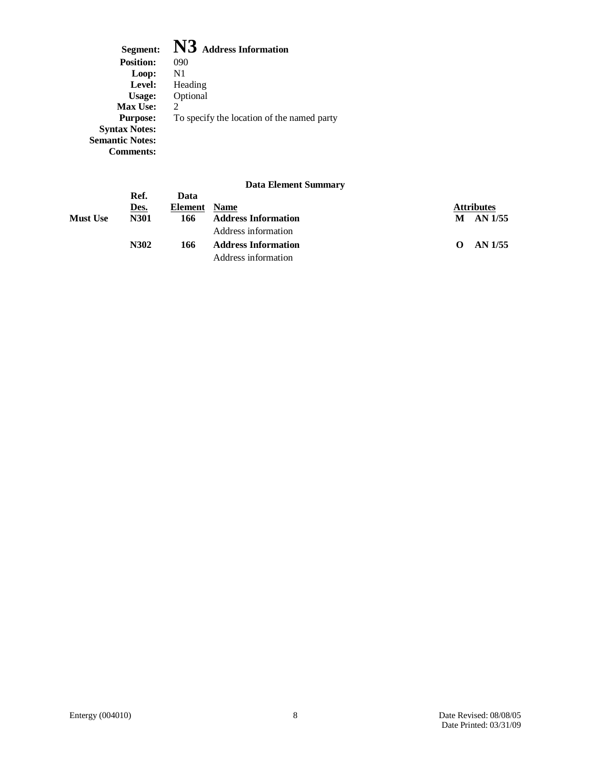**Segment:** **N3** **Address Information**
**Position:** 090
**Loop:** N1
**Level:** Heading
**Usage:** Optional
**Max Use:** 2
**Purpose:** To specify the location of the named party
**Syntax Notes:**
**Semantic Notes:**
**Comments:**

### Data Element Summary

| | Ref. Des. | Data Element | Name | Attributes |
|---|---|---|---|---|
| **Must Use** | **N301** | **166** | **Address Information**<br>Address information | **M AN 1/55** |
| | **N302** | **166** | **Address Information**<br>Address information | **O AN 1/55** |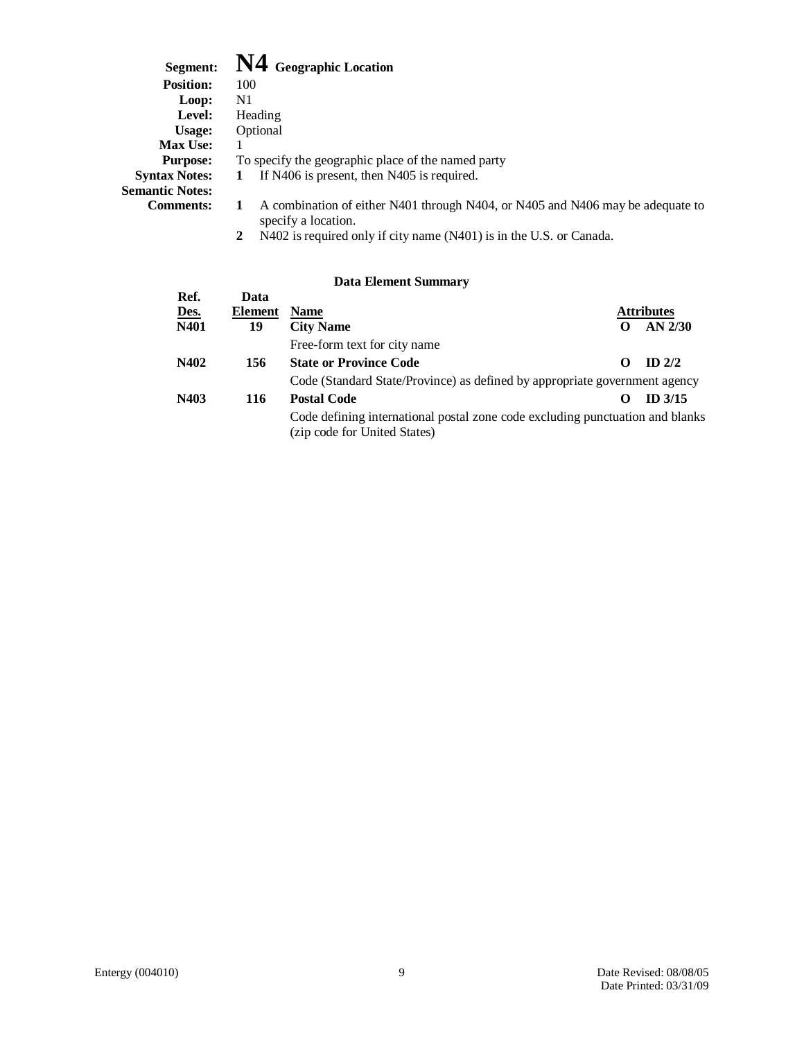**Segment:** **N4** **Geographic Location**
**Position:** 100
**Loop:** N1
**Level:** Heading
**Usage:** Optional
**Max Use:** 1
**Purpose:** To specify the geographic place of the named party
**Syntax Notes:**
1. If N406 is present, then N405 is required.

**Semantic Notes:**
**Comments:**
1. A combination of either N401 through N404, or N405 and N406 may be adequate to specify a location.
2. N402 is required only if city name (N401) is in the U.S. or Canada.

### Data Element Summary

| Ref. Des. | Data Element | Name | | Attributes |
|---|---|---|---|---|
| **N401** | **19** | **City Name** | **O** | **AN 2/30** |
| | | Free-form text for city name | | |
| **N402** | **156** | **State or Province Code** | **O** | **ID 2/2** |
| | | Code (Standard State/Province) as defined by appropriate government agency | | |
| **N403** | **116** | **Postal Code** | **O** | **ID 3/15** |
| | | Code defining international postal zone code excluding punctuation and blanks (zip code for United States) | | |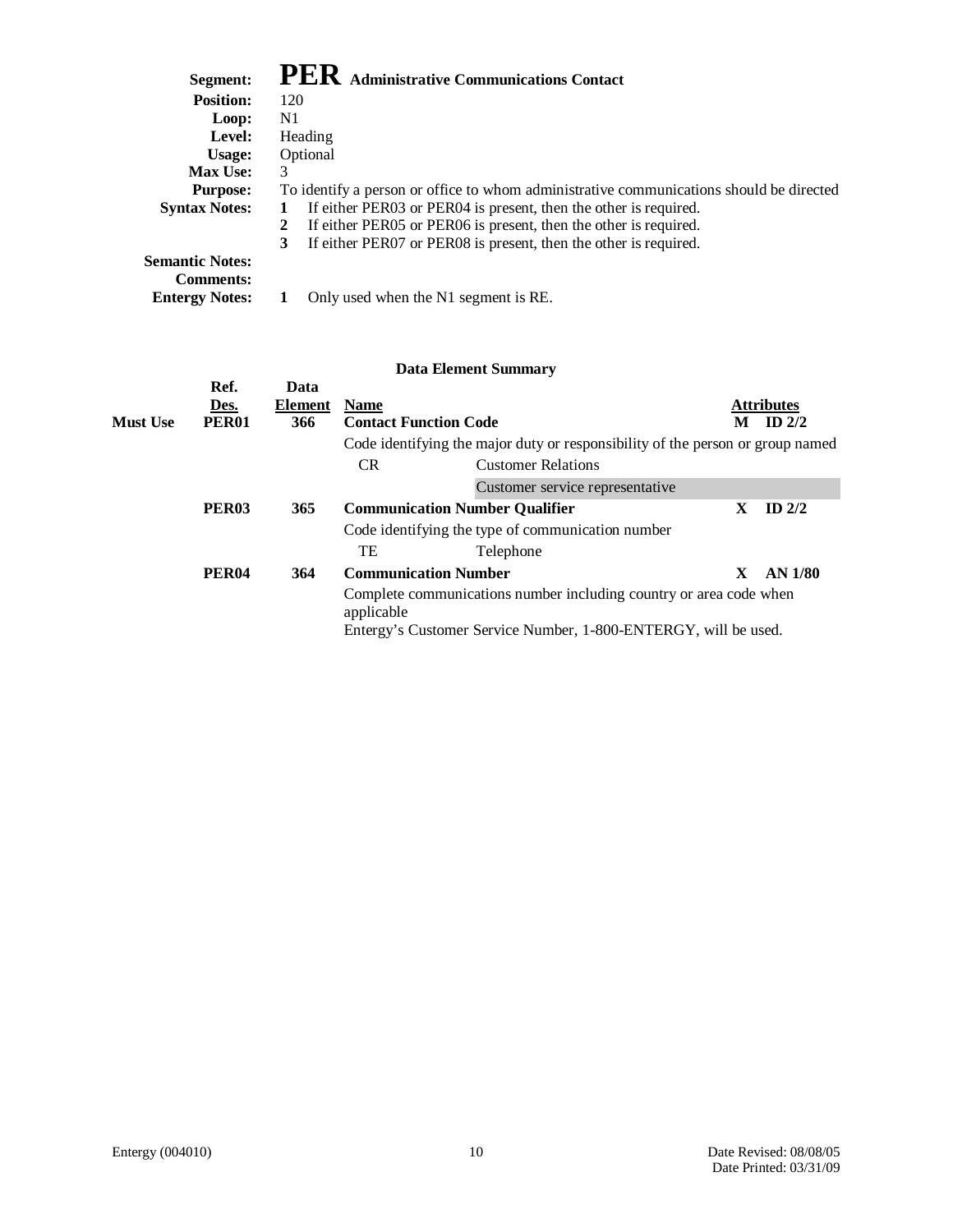# Segment: PER Administrative Communications Contact

**Position:** 120
**Loop:** N1
**Level:** Heading
**Usage:** Optional
**Max Use:** 3
**Purpose:** To identify a person or office to whom administrative communications should be directed
**Syntax Notes:**
1. If either PER03 or PER04 is present, then the other is required.
2. If either PER05 or PER06 is present, then the other is required.
3. If either PER07 or PER08 is present, then the other is required.

**Semantic Notes:**
**Comments:**
**Entergy Notes:**
1. Only used when the N1 segment is RE.

## Data Element Summary

| | Ref. Des. | Data Element | Name | Attributes |
|---|---|---|---|---|
| **Must Use** | **PER01** | **366** | **Contact Function Code** | **M ID 2/2** |
| | | | Code identifying the major duty or responsibility of the person or group named | |
| | | | CR — Customer Relations<br>Customer service representative | |
| | **PER03** | **365** | **Communication Number Qualifier** | **X ID 2/2** |
| | | | Code identifying the type of communication number | |
| | | | TE — Telephone | |
| | **PER04** | **364** | **Communication Number** | **X AN 1/80** |
| | | | Complete communications number including country or area code when applicable<br>Entergy's Customer Service Number, 1-800-ENTERGY, will be used. | |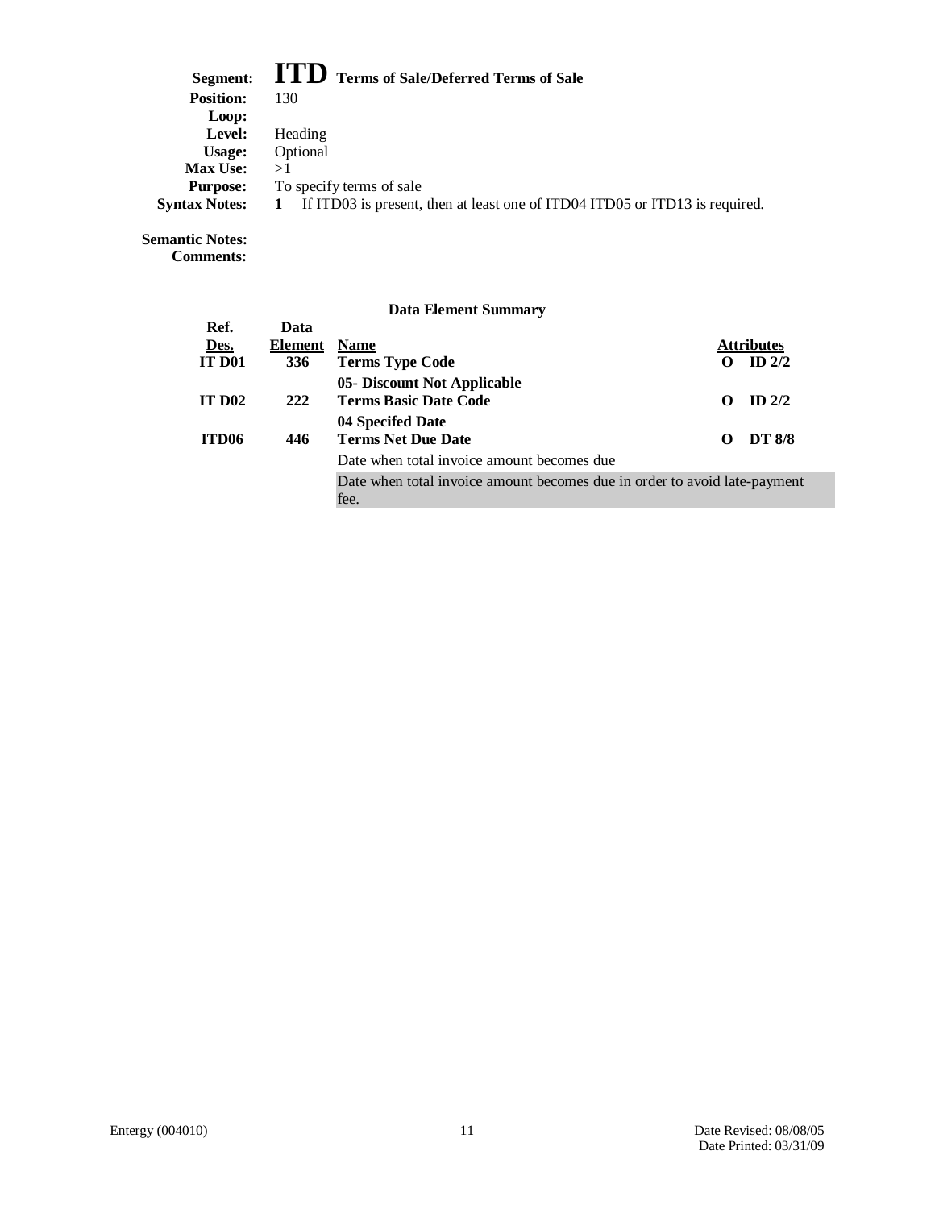**Segment:** **ITD** **Terms of Sale/Deferred Terms of Sale**
**Position:** 130
**Loop:**
**Level:** Heading
**Usage:** Optional
**Max Use:** >1
**Purpose:** To specify terms of sale
**Syntax Notes:** **1** If ITD03 is present, then at least one of ITD04 ITD05 or ITD13 is required.

**Semantic Notes:**
**Comments:**

**Data Element Summary**

| Ref. Des. | Data Element | Name | Attributes | |
|---|---|---|---|---|
| **IT D01** | **336** | **Terms Type Code** | **O** | **ID 2/2** |
| | | **05- Discount Not Applicable** | | |
| **IT D02** | **222** | **Terms Basic Date Code** | **O** | **ID 2/2** |
| | | **04 Specifed Date** | | |
| **ITD06** | **446** | **Terms Net Due Date** | **O** | **DT 8/8** |
| | | Date when total invoice amount becomes due | | |
| | | Date when total invoice amount becomes due in order to avoid late-payment fee. | | |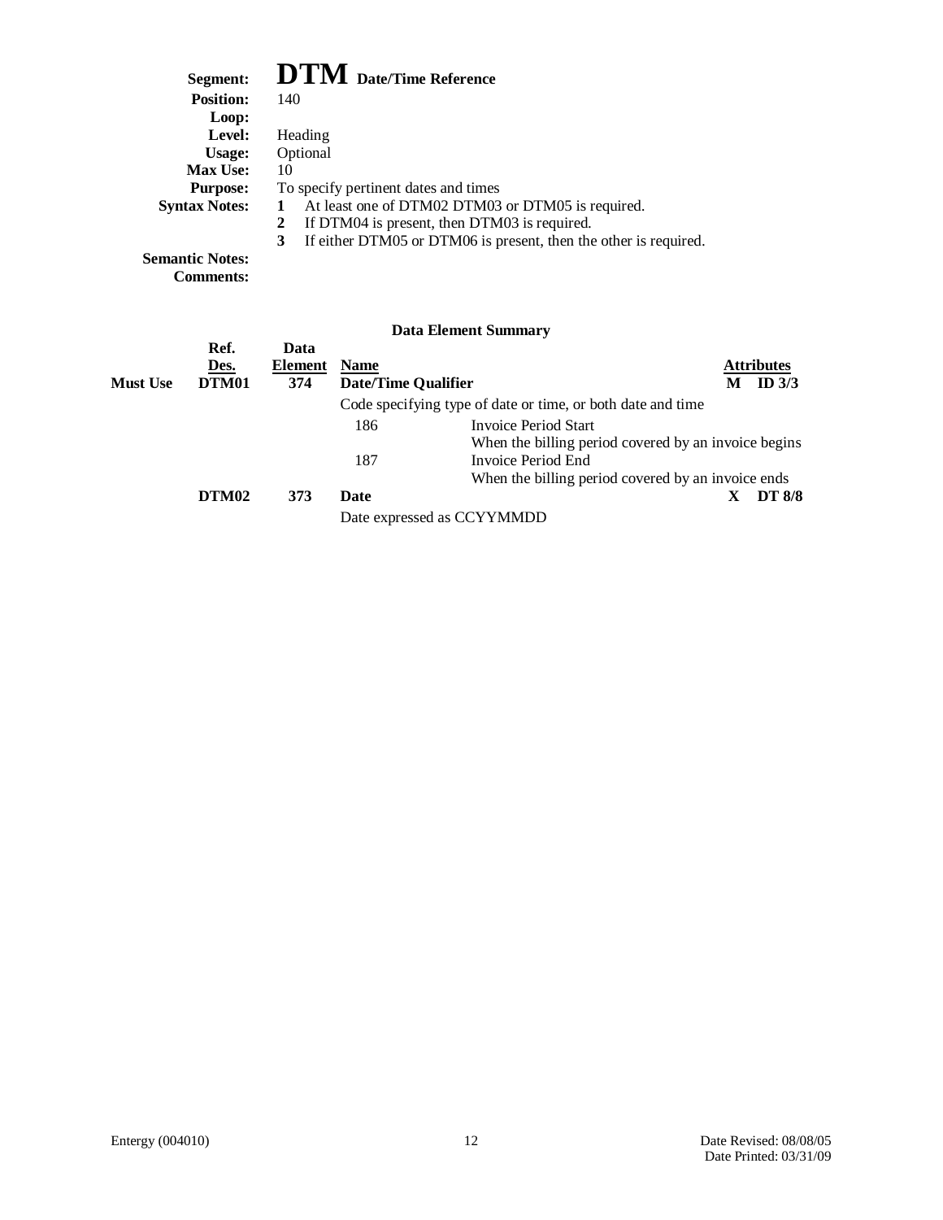**Segment:** **DTM** **Date/Time Reference**

**Position:** 140

**Loop:**

**Level:** Heading

**Usage:** Optional

**Max Use:** 10

**Purpose:** To specify pertinent dates and times

**Syntax Notes:**

1. At least one of DTM02 DTM03 or DTM05 is required.
2. If DTM04 is present, then DTM03 is required.
3. If either DTM05 or DTM06 is present, then the other is required.

**Semantic Notes:**

**Comments:**

### Data Element Summary

| | Ref. Des. | Data Element | Name | | Attributes | |
|---|---|---|---|---|---|---|
| **Must Use** | **DTM01** | **374** | **Date/Time Qualifier** | | **M** | **ID 3/3** |
| | | | Code specifying type of date or time, or both date and time | | | |
| | | | 186 | Invoice Period Start<br>When the billing period covered by an invoice begins | | |
| | | | 187 | Invoice Period End<br>When the billing period covered by an invoice ends | | |
| | **DTM02** | **373** | **Date** | | **X** | **DT 8/8** |
| | | | Date expressed as CCYYMMDD | | | |

Entergy (004010) Date Revised: 08/08/05 Date Printed: 03/31/09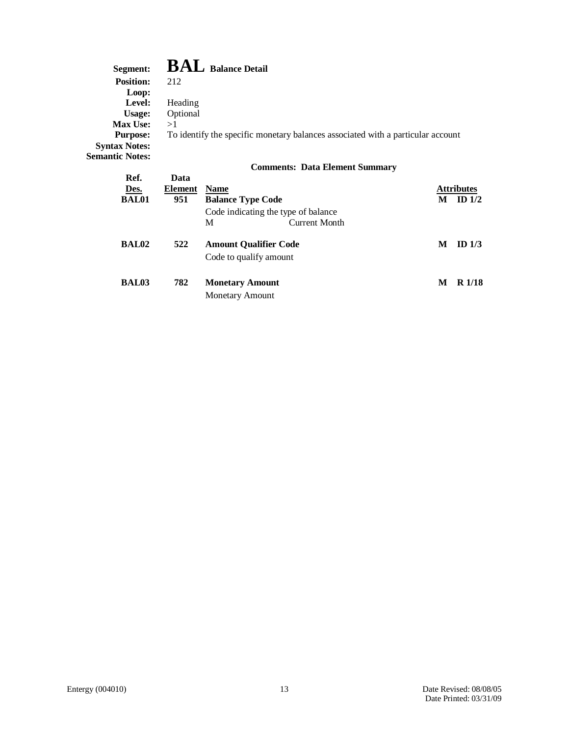**Segment:** **BAL** **Balance Detail**
**Position:** 212
**Loop:**
**Level:** Heading
**Usage:** Optional
**Max Use:** >1
**Purpose:** To identify the specific monetary balances associated with a particular account
**Syntax Notes:**
**Semantic Notes:**

**Comments: Data Element Summary**

| Ref. Des. | Data Element | Name | Attributes | |
|---|---|---|---|---|
| **BAL01** | **951** | **Balance Type Code** | **M** | **ID 1/2** |
| | | Code indicating the type of balance | | |
| | | M — Current Month | | |
| **BAL02** | **522** | **Amount Qualifier Code** | **M** | **ID 1/3** |
| | | Code to qualify amount | | |
| **BAL03** | **782** | **Monetary Amount** | **M** | **R 1/18** |
| | | Monetary Amount | | |

Entergy (004010) — Date Revised: 08/08/05 — Date Printed: 03/31/09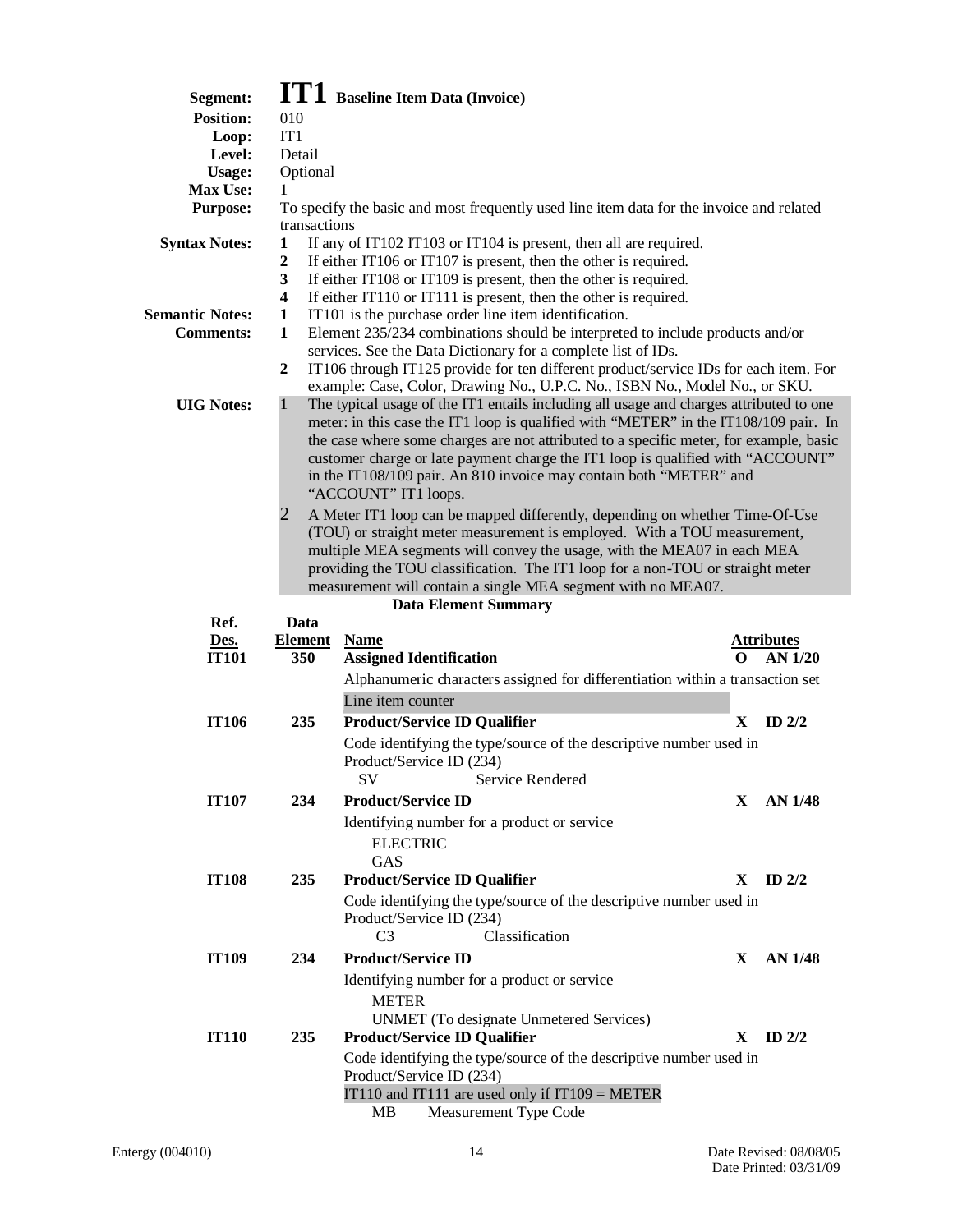**Segment:** **IT1** **Baseline Item Data (Invoice)**
**Position:** 010
**Loop:** IT1
**Level:** Detail
**Usage:** Optional
**Max Use:** 1
**Purpose:** To specify the basic and most frequently used line item data for the invoice and related transactions

**Syntax Notes:**
1. If any of IT102 IT103 or IT104 is present, then all are required.
2. If either IT106 or IT107 is present, then the other is required.
3. If either IT108 or IT109 is present, then the other is required.
4. If either IT110 or IT111 is present, then the other is required.

**Semantic Notes:**
1. IT101 is the purchase order line item identification.

**Comments:**
1. Element 235/234 combinations should be interpreted to include products and/or services. See the Data Dictionary for a complete list of IDs.
2. IT106 through IT125 provide for ten different product/service IDs for each item. For example: Case, Color, Drawing No., U.P.C. No., ISBN No., Model No., or SKU.

**UIG Notes:**
1. The typical usage of the IT1 entails including all usage and charges attributed to one meter: in this case the IT1 loop is qualified with "METER" in the IT108/109 pair. In the case where some charges are not attributed to a specific meter, for example, basic customer charge or late payment charge the IT1 loop is qualified with "ACCOUNT" in the IT108/109 pair. An 810 invoice may contain both "METER" and "ACCOUNT" IT1 loops.
2. A Meter IT1 loop can be mapped differently, depending on whether Time-Of-Use (TOU) or straight meter measurement is employed. With a TOU measurement, multiple MEA segments will convey the usage, with the MEA07 in each MEA providing the TOU classification. The IT1 loop for a non-TOU or straight meter measurement will contain a single MEA segment with no MEA07.

**Data Element Summary**

| Ref. Des. | Data Element | Name | Attributes |
|---|---|---|---|
| **IT101** | **350** | **Assigned Identification**<br>Alphanumeric characters assigned for differentiation within a transaction set<br>Line item counter | **O AN 1/20** |
| **IT106** | **235** | **Product/Service ID Qualifier**<br>Code identifying the type/source of the descriptive number used in Product/Service ID (234)<br>SV Service Rendered | **X ID 2/2** |
| **IT107** | **234** | **Product/Service ID**<br>Identifying number for a product or service<br>ELECTRIC<br>GAS | **X AN 1/48** |
| **IT108** | **235** | **Product/Service ID Qualifier**<br>Code identifying the type/source of the descriptive number used in Product/Service ID (234)<br>C3 Classification | **X ID 2/2** |
| **IT109** | **234** | **Product/Service ID**<br>Identifying number for a product or service<br>METER<br>UNMET (To designate Unmetered Services) | **X AN 1/48** |
| **IT110** | **235** | **Product/Service ID Qualifier**<br>Code identifying the type/source of the descriptive number used in Product/Service ID (234)<br>IT110 and IT111 are used only if IT109 = METER<br>MB Measurement Type Code | **X ID 2/2** |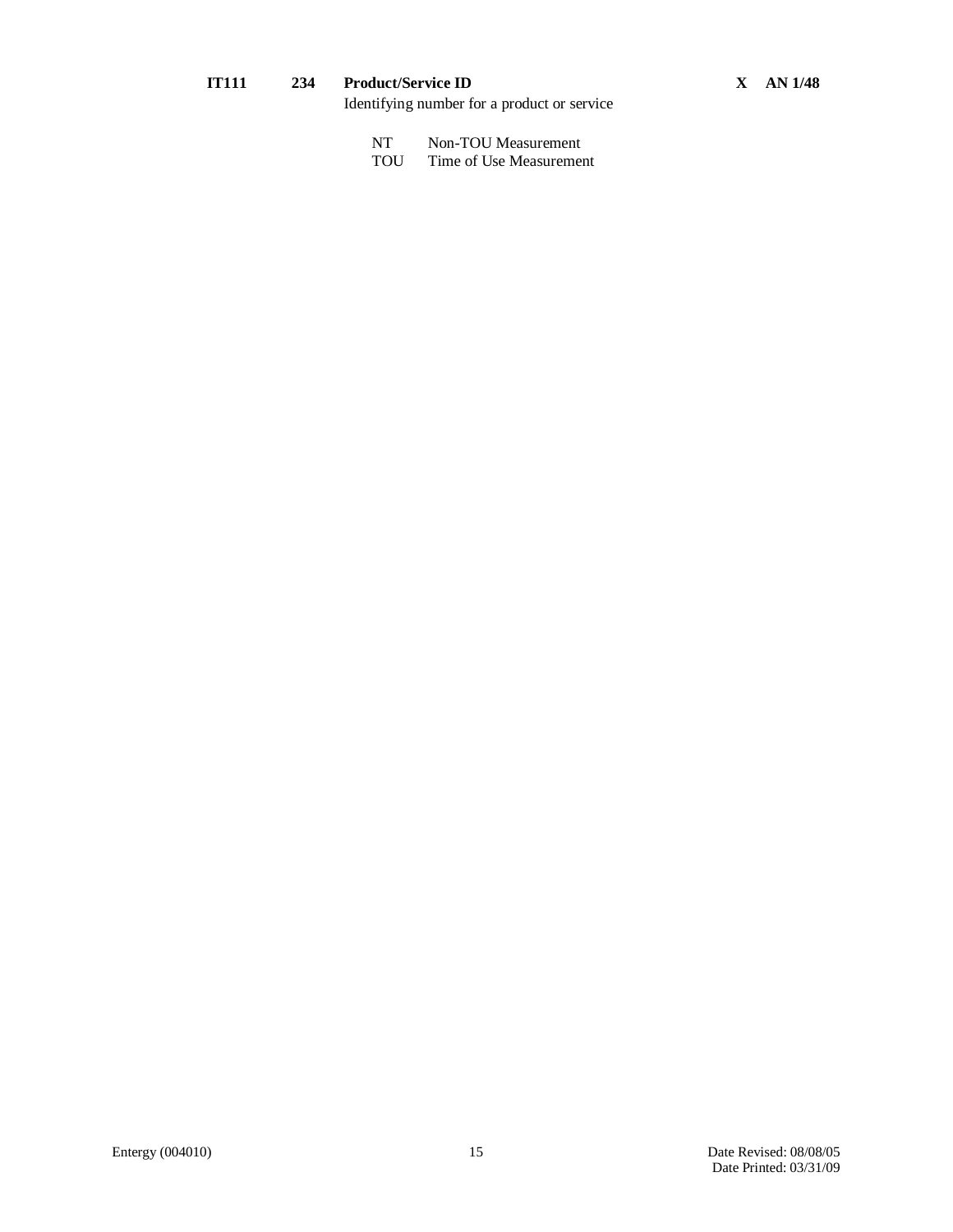**IT111** **234** **Product/Service ID** **X** **AN 1/48**

Identifying number for a product or service

| Code | Description |
| --- | --- |
| NT | Non-TOU Measurement |
| TOU | Time of Use Measurement |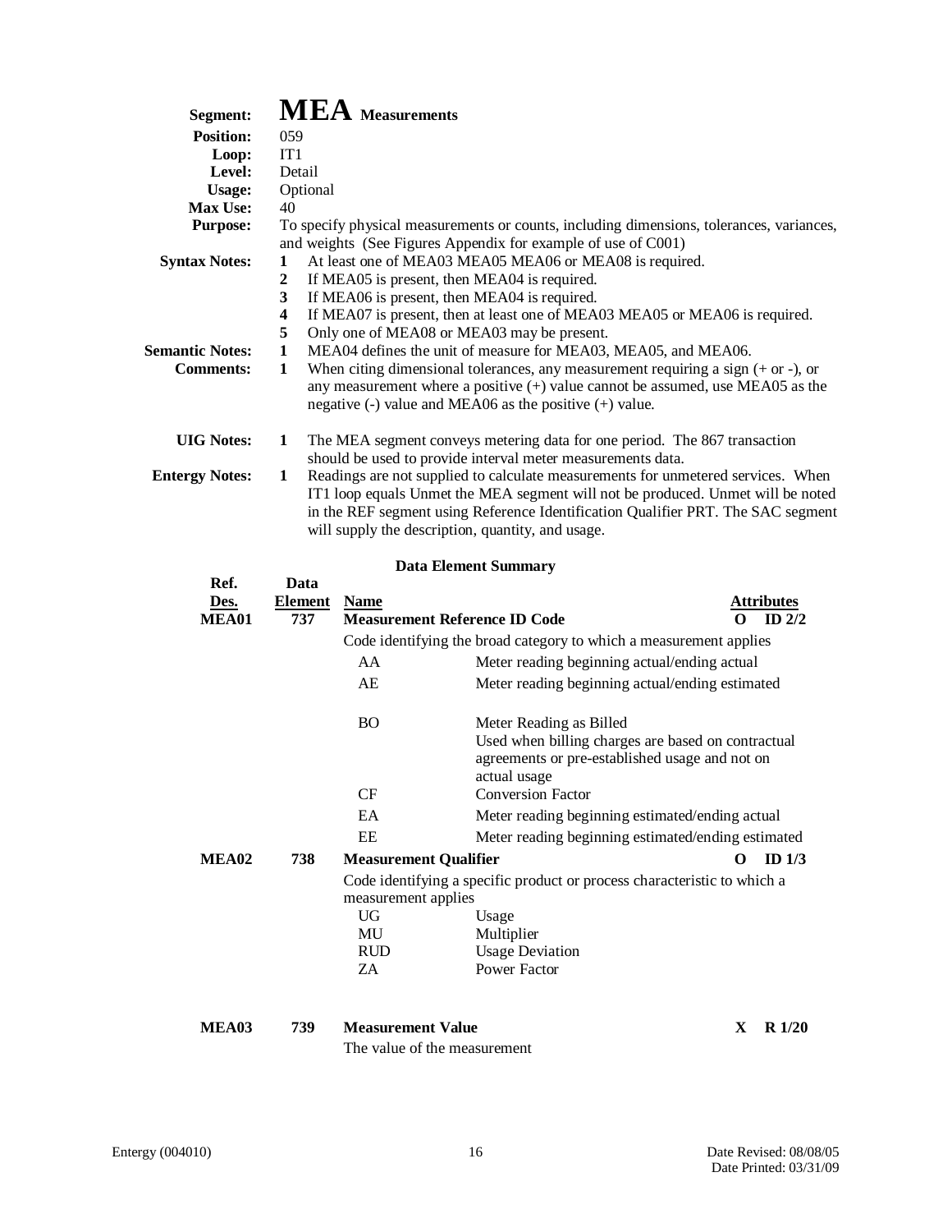# Segment: MEA Measurements

**Position:** 059

**Loop:** IT1

**Level:** Detail

**Usage:** Optional

**Max Use:** 40

**Purpose:** To specify physical measurements or counts, including dimensions, tolerances, variances, and weights (See Figures Appendix for example of use of C001)

**Syntax Notes:**

1. At least one of MEA03 MEA05 MEA06 or MEA08 is required.
2. If MEA05 is present, then MEA04 is required.
3. If MEA06 is present, then MEA04 is required.
4. If MEA07 is present, then at least one of MEA03 MEA05 or MEA06 is required.
5. Only one of MEA08 or MEA03 may be present.

**Semantic Notes:**

1. MEA04 defines the unit of measure for MEA03, MEA05, and MEA06.

**Comments:**

1. When citing dimensional tolerances, any measurement requiring a sign (+ or -), or any measurement where a positive (+) value cannot be assumed, use MEA05 as the negative (-) value and MEA06 as the positive (+) value.

**UIG Notes:**

1. The MEA segment conveys metering data for one period. The 867 transaction should be used to provide interval meter measurements data.

**Entergy Notes:**

1. Readings are not supplied to calculate measurements for unmetered services. When IT1 loop equals Unmet the MEA segment will not be produced. Unmet will be noted in the REF segment using Reference Identification Qualifier PRT. The SAC segment will supply the description, quantity, and usage.

## Data Element Summary

| Ref. Des. | Data Element | Name | | Attributes |
|---|---|---|---|---|
| **MEA01** | **737** | **Measurement Reference ID Code** | | **O ID 2/2** |
| | | Code identifying the broad category to which a measurement applies | | |
| | | AA | Meter reading beginning actual/ending actual | |
| | | AE | Meter reading beginning actual/ending estimated | |
| | | BO | Meter Reading as Billed<br>Used when billing charges are based on contractual agreements or pre-established usage and not on actual usage | |
| | | CF | Conversion Factor | |
| | | EA | Meter reading beginning estimated/ending actual | |
| | | EE | Meter reading beginning estimated/ending estimated | |
| **MEA02** | **738** | **Measurement Qualifier** | | **O ID 1/3** |
| | | Code identifying a specific product or process characteristic to which a measurement applies | | |
| | | UG | Usage | |
| | | MU | Multiplier | |
| | | RUD | Usage Deviation | |
| | | ZA | Power Factor | |
| **MEA03** | **739** | **Measurement Value** | | **X R 1/20** |
| | | The value of the measurement | | |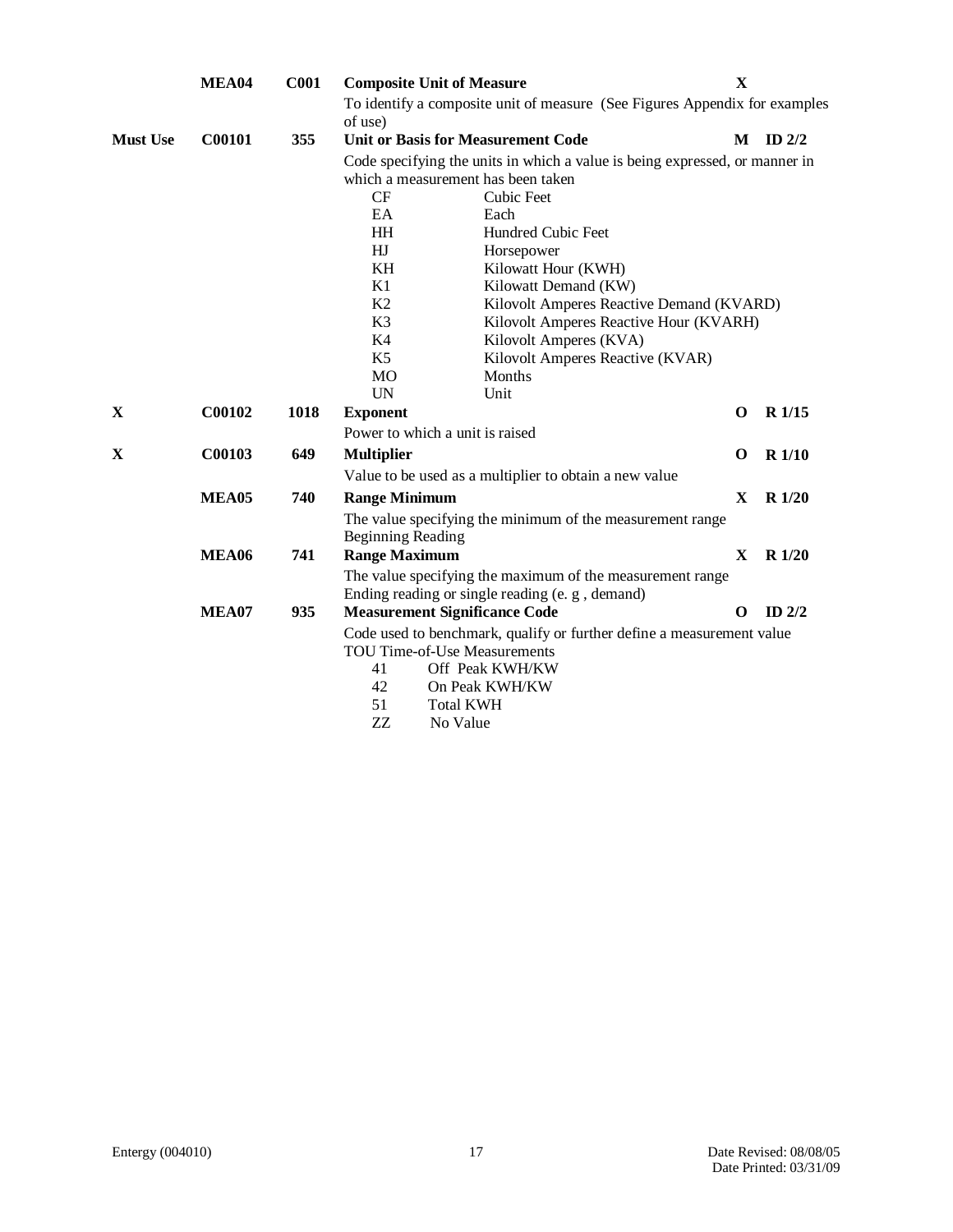| | | | | | |
|---|---|---|---|---|---|
| | **MEA04** | **C001** | **Composite Unit of Measure** | **X** | |
| | | | To identify a composite unit of measure (See Figures Appendix for examples of use) | | |
| **Must Use** | **C00101** | **355** | **Unit or Basis for Measurement Code** | **M** | **ID 2/2** |
| | | | Code specifying the units in which a value is being expressed, or manner in which a measurement has been taken<br>CF — Cubic Feet<br>EA — Each<br>HH — Hundred Cubic Feet<br>HJ — Horsepower<br>KH — Kilowatt Hour (KWH)<br>K1 — Kilowatt Demand (KW)<br>K2 — Kilovolt Amperes Reactive Demand (KVARD)<br>K3 — Kilovolt Amperes Reactive Hour (KVARH)<br>K4 — Kilovolt Amperes (KVA)<br>K5 — Kilovolt Amperes Reactive (KVAR)<br>MO — Months<br>UN — Unit | | |
| **X** | **C00102** | **1018** | **Exponent** | **O** | **R 1/15** |
| | | | Power to which a unit is raised | | |
| **X** | **C00103** | **649** | **Multiplier** | **O** | **R 1/10** |
| | | | Value to be used as a multiplier to obtain a new value | | |
| | **MEA05** | **740** | **Range Minimum** | **X** | **R 1/20** |
| | | | The value specifying the minimum of the measurement range<br>Beginning Reading | | |
| | **MEA06** | **741** | **Range Maximum** | **X** | **R 1/20** |
| | | | The value specifying the maximum of the measurement range<br>Ending reading or single reading (e. g , demand) | | |
| | **MEA07** | **935** | **Measurement Significance Code** | **O** | **ID 2/2** |
| | | | Code used to benchmark, qualify or further define a measurement value<br>TOU Time-of-Use Measurements<br>41 — Off Peak KWH/KW<br>42 — On Peak KWH/KW<br>51 — Total KWH<br>ZZ — No Value | | |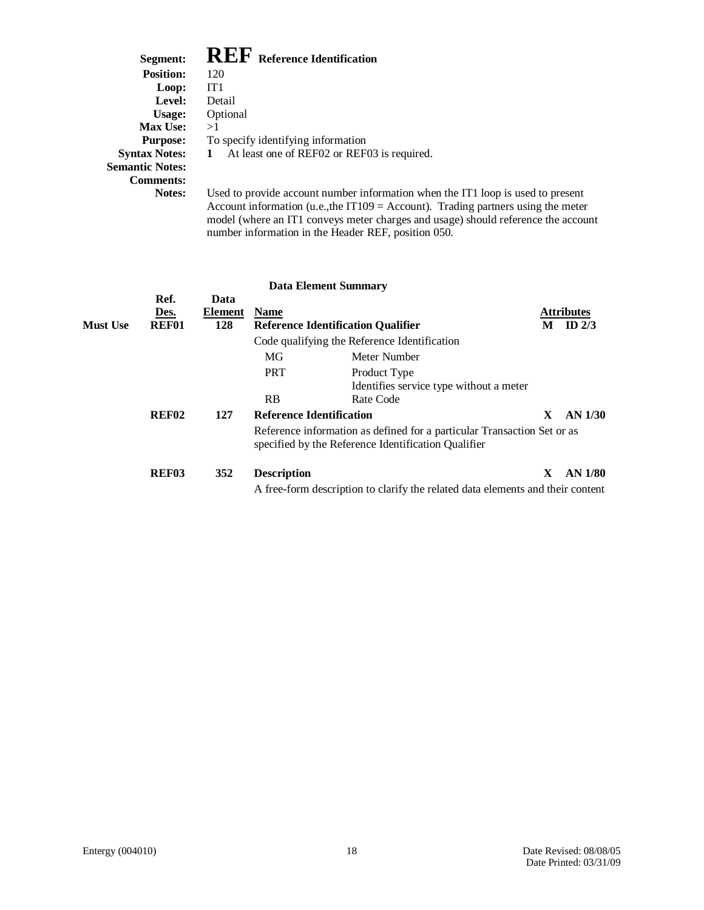**Segment:** **REF** **Reference Identification**
**Position:** 120
**Loop:** IT1
**Level:** Detail
**Usage:** Optional
**Max Use:** >1
**Purpose:** To specify identifying information
**Syntax Notes:** **1** At least one of REF02 or REF03 is required.
**Semantic Notes:**
**Comments:**
**Notes:** Used to provide account number information when the IT1 loop is used to present Account information (u.e.,the IT109 = Account). Trading partners using the meter model (where an IT1 conveys meter charges and usage) should reference the account number information in the Header REF, position 050.

**Data Element Summary**

| | Ref. Des. | Data Element | Name | | Attributes |
|---|---|---|---|---|---|
| **Must Use** | **REF01** | **128** | **Reference Identification Qualifier** | **M** | **ID 2/3** |
| | | | Code qualifying the Reference Identification | | |
| | | | MG — Meter Number | | |
| | | | PRT — Product Type<br>Identifies service type without a meter | | |
| | | | RB — Rate Code | | |
| | **REF02** | **127** | **Reference Identification** | **X** | **AN 1/30** |
| | | | Reference information as defined for a particular Transaction Set or as specified by the Reference Identification Qualifier | | |
| | **REF03** | **352** | **Description** | **X** | **AN 1/80** |
| | | | A free-form description to clarify the related data elements and their content | | |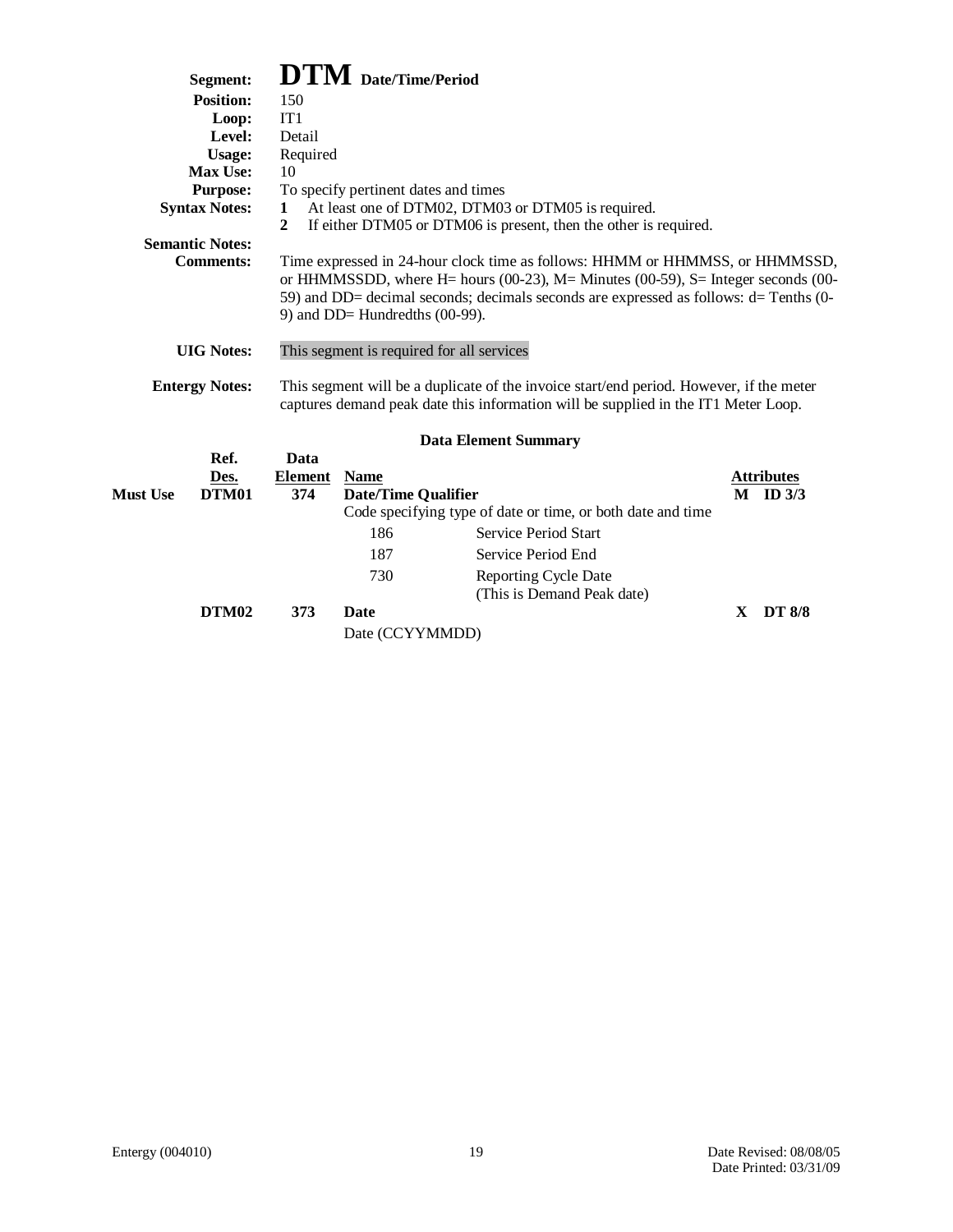**Segment:** **DTM** **Date/Time/Period**

**Position:** 150

**Loop:** IT1

**Level:** Detail

**Usage:** Required

**Max Use:** 10

**Purpose:** To specify pertinent dates and times

**Syntax Notes:**

1. At least one of DTM02, DTM03 or DTM05 is required.
2. If either DTM05 or DTM06 is present, then the other is required.

**Semantic Notes:**

**Comments:** Time expressed in 24-hour clock time as follows: HHMM or HHMMSS, or HHMMSSD, or HHMMSSDD, where H= hours (00-23), M= Minutes (00-59), S= Integer seconds (00-59) and DD= decimal seconds; decimals seconds are expressed as follows: d= Tenths (0-9) and DD= Hundredths (00-99).

**UIG Notes:** This segment is required for all services

**Entergy Notes:** This segment will be a duplicate of the invoice start/end period. However, if the meter captures demand peak date this information will be supplied in the IT1 Meter Loop.

**Data Element Summary**

| | Ref. Des. | Data Element | Name | | Attributes |
|---|---|---|---|---|---|
| **Must Use** | **DTM01** | **374** | **Date/Time Qualifier** | | **M ID 3/3** |
| | | | Code specifying type of date or time, or both date and time | | |
| | | | 186 | Service Period Start | |
| | | | 187 | Service Period End | |
| | | | 730 | Reporting Cycle Date (This is Demand Peak date) | |
| | **DTM02** | **373** | **Date** | | **X DT 8/8** |
| | | | Date (CCYYMMDD) | | |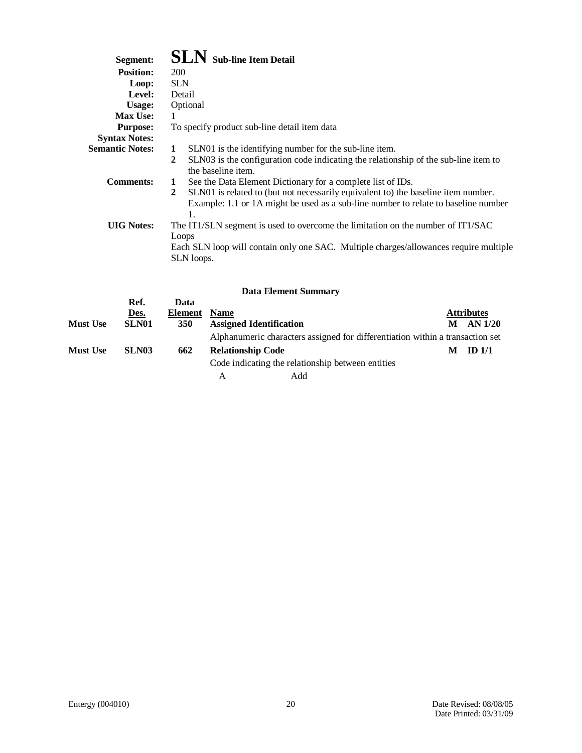**Segment:** **SLN** **Sub-line Item Detail**
**Position:** 200
**Loop:** SLN
**Level:** Detail
**Usage:** Optional
**Max Use:** 1
**Purpose:** To specify product sub-line detail item data
**Syntax Notes:**
**Semantic Notes:**
1. SLN01 is the identifying number for the sub-line item.
2. SLN03 is the configuration code indicating the relationship of the sub-line item to the baseline item.

**Comments:**
1. See the Data Element Dictionary for a complete list of IDs.
2. SLN01 is related to (but not necessarily equivalent to) the baseline item number. Example: 1.1 or 1A might be used as a sub-line number to relate to baseline number 1.

**UIG Notes:** The IT1/SLN segment is used to overcome the limitation on the number of IT1/SAC Loops

Each SLN loop will contain only one SAC. Multiple charges/allowances require multiple SLN loops.

### Data Element Summary

| | Ref. Des. | Data Element | Name | Attributes |
|---|---|---|---|---|
| **Must Use** | **SLN01** | **350** | **Assigned Identification** | **M AN 1/20** |
| | | | Alphanumeric characters assigned for differentiation within a transaction set | |
| **Must Use** | **SLN03** | **662** | **Relationship Code** | **M ID 1/1** |
| | | | Code indicating the relationship between entities | |
| | | | A Add | |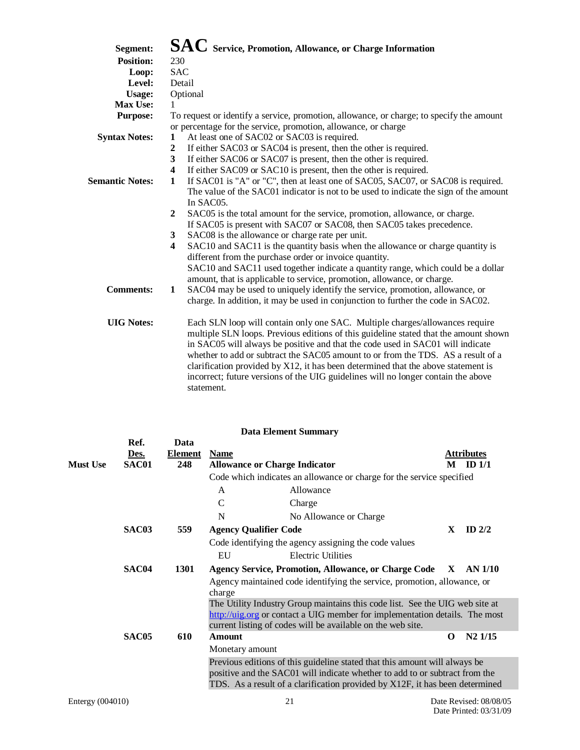**Segment:** **SAC** **Service, Promotion, Allowance, or Charge Information**
**Position:** 230
**Loop:** SAC
**Level:** Detail
**Usage:** Optional
**Max Use:** 1
**Purpose:** To request or identify a service, promotion, allowance, or charge; to specify the amount or percentage for the service, promotion, allowance, or charge

**Syntax Notes:**
1. At least one of SAC02 or SAC03 is required.
2. If either SAC03 or SAC04 is present, then the other is required.
3. If either SAC06 or SAC07 is present, then the other is required.
4. If either SAC09 or SAC10 is present, then the other is required.

**Semantic Notes:**
1. If SAC01 is "A" or "C", then at least one of SAC05, SAC07, or SAC08 is required. The value of the SAC01 indicator is not to be used to indicate the sign of the amount In SAC05.
2. SAC05 is the total amount for the service, promotion, allowance, or charge. If SAC05 is present with SAC07 or SAC08, then SAC05 takes precedence.
3. SAC08 is the allowance or charge rate per unit.
4. SAC10 and SAC11 is the quantity basis when the allowance or charge quantity is different from the purchase order or invoice quantity. SAC10 and SAC11 used together indicate a quantity range, which could be a dollar amount, that is applicable to service, promotion, allowance, or charge.

**Comments:**
1. SAC04 may be used to uniquely identify the service, promotion, allowance, or charge. In addition, it may be used in conjunction to further the code in SAC02.

**UIG Notes:** Each SLN loop will contain only one SAC. Multiple charges/allowances require multiple SLN loops. Previous editions of this guideline stated that the amount shown in SAC05 will always be positive and that the code used in SAC01 will indicate whether to add or subtract the SAC05 amount to or from the TDS. AS a result of a clarification provided by X12, it has been determined that the above statement is incorrect; future versions of the UIG guidelines will no longer contain the above statement.

**Data Element Summary**

| | Ref. Des. | Data Element | Name | | Attributes |
|---|---|---|---|---|---|
| **Must Use** | **SAC01** | **248** | **Allowance or Charge Indicator** | **M** | **ID 1/1** |
| | | | Code which indicates an allowance or charge for the service specified | | |
| | | | A — Allowance | | |
| | | | C — Charge | | |
| | | | N — No Allowance or Charge | | |
| | **SAC03** | **559** | **Agency Qualifier Code** | **X** | **ID 2/2** |
| | | | Code identifying the agency assigning the code values | | |
| | | | EU — Electric Utilities | | |
| | **SAC04** | **1301** | **Agency Service, Promotion, Allowance, or Charge Code** | **X** | **AN 1/10** |
| | | | Agency maintained code identifying the service, promotion, allowance, or charge | | |
| | | | The Utility Industry Group maintains this code list. See the UIG web site at http://uig.org or contact a UIG member for implementation details. The most current listing of codes will be available on the web site. | | |
| | **SAC05** | **610** | **Amount** | **O** | **N2 1/15** |
| | | | Monetary amount | | |
| | | | Previous editions of this guideline stated that this amount will always be positive and the SAC01 will indicate whether to add to or subtract from the TDS. As a result of a clarification provided by X12F, it has been determined | | |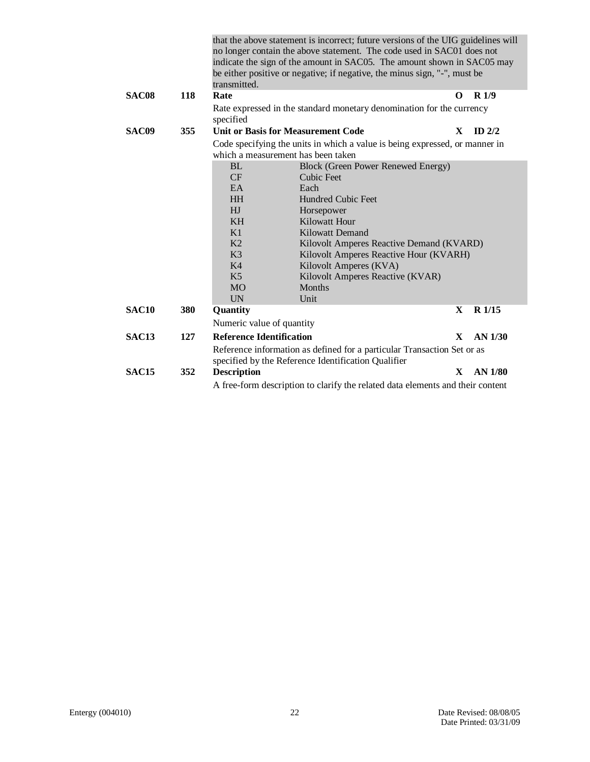that the above statement is incorrect; future versions of the UIG guidelines will no longer contain the above statement. The code used in SAC01 does not indicate the sign of the amount in SAC05. The amount shown in SAC05 may be either positive or negative; if negative, the minus sign, "-", must be transmitted.

**SAC08** **118** **Rate** **O** **R 1/9**

Rate expressed in the standard monetary denomination for the currency specified

**SAC09** **355** **Unit or Basis for Measurement Code** **X** **ID 2/2**

Code specifying the units in which a value is being expressed, or manner in which a measurement has been taken

| Code | Description |
|---|---|
| BL | Block (Green Power Renewed Energy) |
| CF | Cubic Feet |
| EA | Each |
| HH | Hundred Cubic Feet |
| HJ | Horsepower |
| KH | Kilowatt Hour |
| K1 | Kilowatt Demand |
| K2 | Kilovolt Amperes Reactive Demand (KVARD) |
| K3 | Kilovolt Amperes Reactive Hour (KVARH) |
| K4 | Kilovolt Amperes (KVA) |
| K5 | Kilovolt Amperes Reactive (KVAR) |
| MO | Months |
| UN | Unit |

**SAC10** **380** **Quantity** **X** **R 1/15**

Numeric value of quantity

**SAC13** **127** **Reference Identification** **X** **AN 1/30**

Reference information as defined for a particular Transaction Set or as specified by the Reference Identification Qualifier

**SAC15** **352** **Description** **X** **AN 1/80**

A free-form description to clarify the related data elements and their content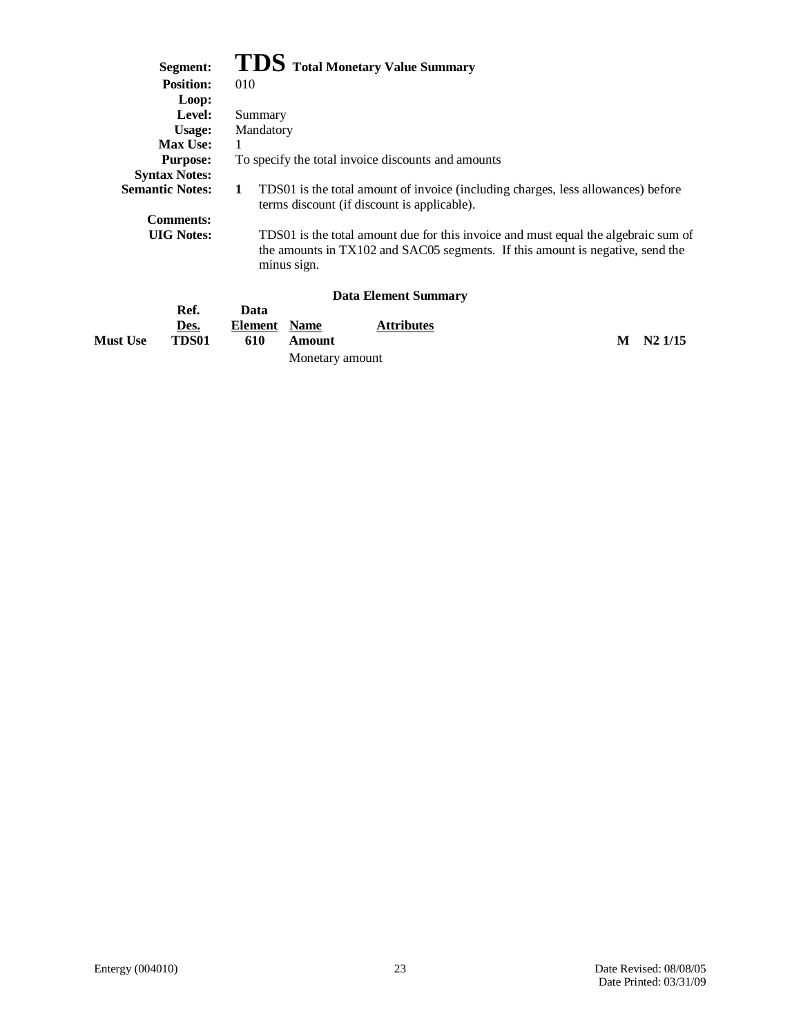# TDS Total Monetary Value Summary

**Segment:** TDS Total Monetary Value Summary
**Position:** 010
**Loop:**
**Level:** Summary
**Usage:** Mandatory
**Max Use:** 1
**Purpose:** To specify the total invoice discounts and amounts
**Syntax Notes:**
**Semantic Notes:**
1. TDS01 is the total amount of invoice (including charges, less allowances) before terms discount (if discount is applicable).

**Comments:**
**UIG Notes:** TDS01 is the total amount due for this invoice and must equal the algebraic sum of the amounts in TX102 and SAC05 segments. If this amount is negative, send the minus sign.

### Data Element Summary

| | Ref. Des. | Data Element | Name | Attributes | |
|---|---|---|---|---|---|
| **Must Use** | **TDS01** | **610** | **Amount**<br>Monetary amount | **M** | **N2 1/15** |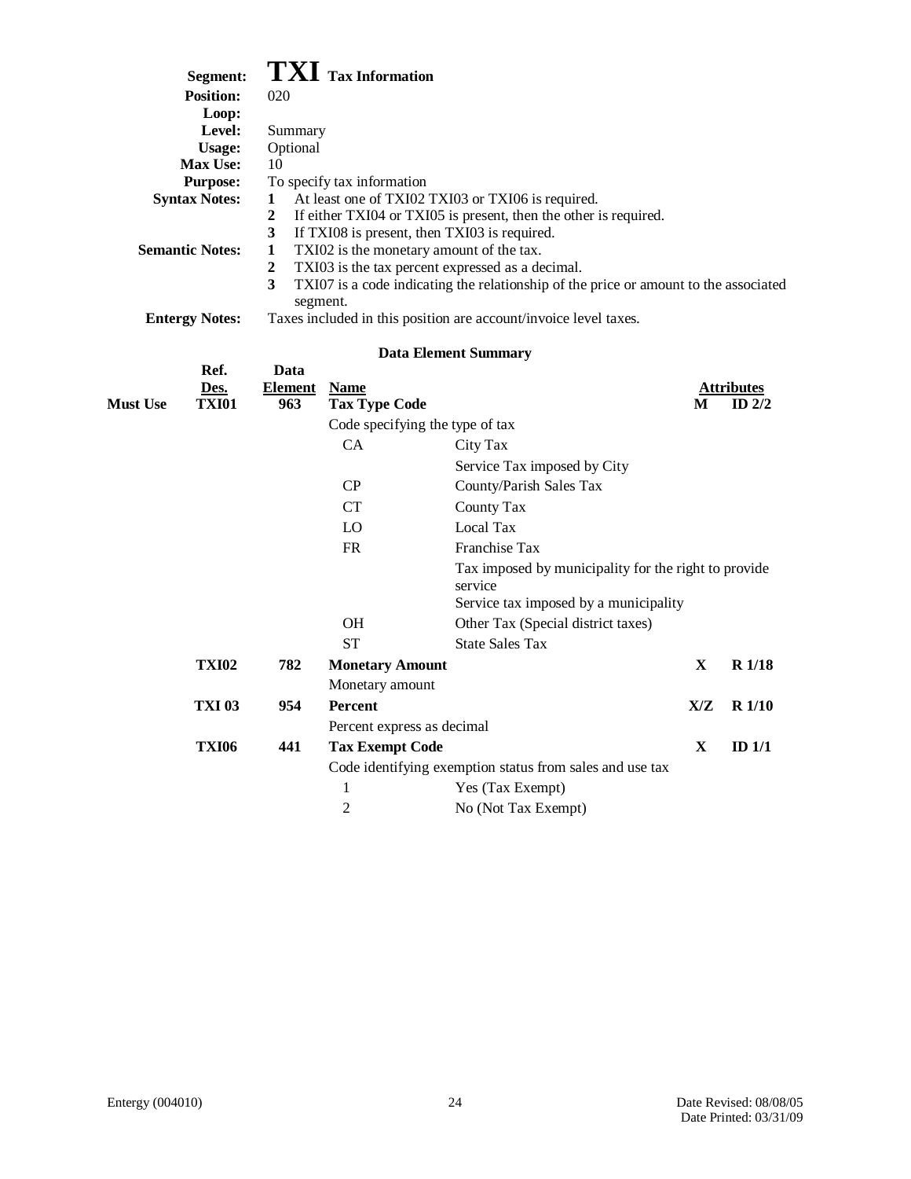**Segment:** **TXI** **Tax Information**
**Position:** 020
**Loop:**
**Level:** Summary
**Usage:** Optional
**Max Use:** 10
**Purpose:** To specify tax information
**Syntax Notes:**
1. At least one of TXI02 TXI03 or TXI06 is required.
2. If either TXI04 or TXI05 is present, then the other is required.
3. If TXI08 is present, then TXI03 is required.

**Semantic Notes:**
1. TXI02 is the monetary amount of the tax.
2. TXI03 is the tax percent expressed as a decimal.
3. TXI07 is a code indicating the relationship of the price or amount to the associated segment.

**Entergy Notes:** Taxes included in this position are account/invoice level taxes.

**Data Element Summary**

| | Ref. Des. | Data Element | Name | | | Attributes |
|---|---|---|---|---|---|---|
| **Must Use** | **TXI01** | **963** | **Tax Type Code** | | **M** | **ID 2/2** |
| | | | Code specifying the type of tax | | | |
| | | | CA | City Tax | | |
| | | | | Service Tax imposed by City | | |
| | | | CP | County/Parish Sales Tax | | |
| | | | CT | County Tax | | |
| | | | LO | Local Tax | | |
| | | | FR | Franchise Tax | | |
| | | | | Tax imposed by municipality for the right to provide service | | |
| | | | | Service tax imposed by a municipality | | |
| | | | OH | Other Tax (Special district taxes) | | |
| | | | ST | State Sales Tax | | |
| | **TXI02** | **782** | **Monetary Amount** | | **X** | **R 1/18** |
| | | | Monetary amount | | | |
| | **TXI 03** | **954** | **Percent** | | **X/Z** | **R 1/10** |
| | | | Percent express as decimal | | | |
| | **TXI06** | **441** | **Tax Exempt Code** | | **X** | **ID 1/1** |
| | | | Code identifying exemption status from sales and use tax | | | |
| | | | 1 | Yes (Tax Exempt) | | |
| | | | 2 | No (Not Tax Exempt) | | |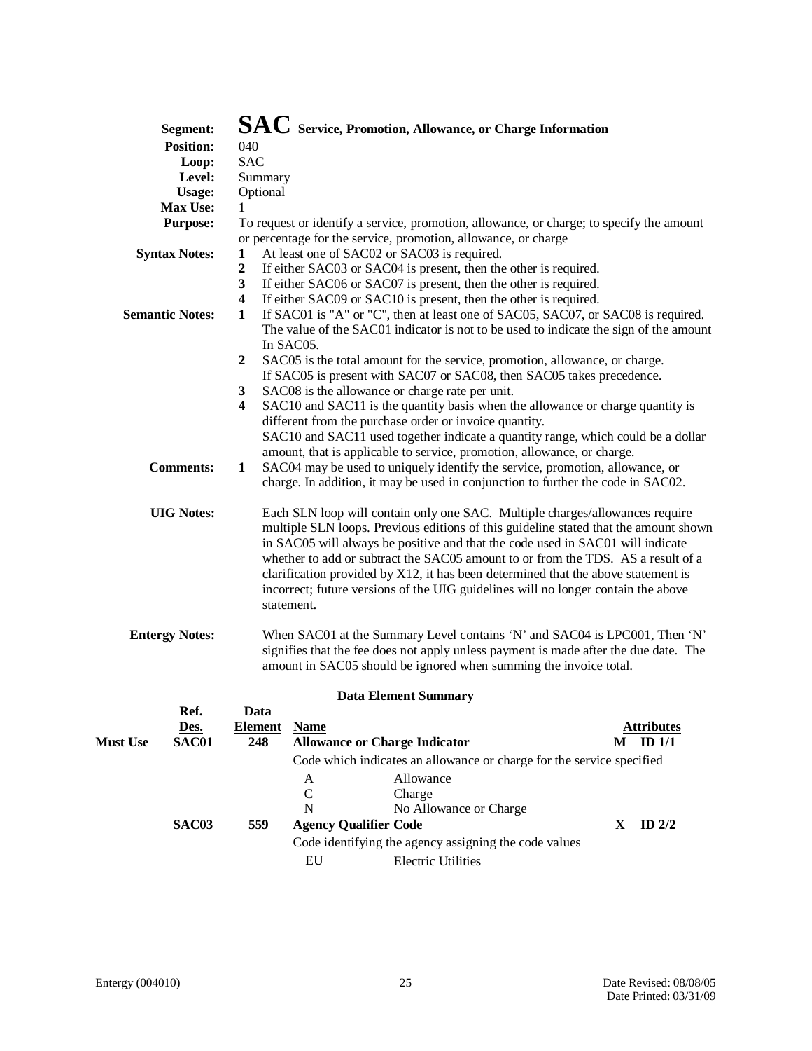**Segment:** **SAC** **Service, Promotion, Allowance, or Charge Information**

**Position:** 040

**Loop:** SAC

**Level:** Summary

**Usage:** Optional

**Max Use:** 1

**Purpose:** To request or identify a service, promotion, allowance, or charge; to specify the amount or percentage for the service, promotion, allowance, or charge

**Syntax Notes:**

1. At least one of SAC02 or SAC03 is required.
2. If either SAC03 or SAC04 is present, then the other is required.
3. If either SAC06 or SAC07 is present, then the other is required.
4. If either SAC09 or SAC10 is present, then the other is required.

**Semantic Notes:**

1. If SAC01 is "A" or "C", then at least one of SAC05, SAC07, or SAC08 is required. The value of the SAC01 indicator is not to be used to indicate the sign of the amount In SAC05.
2. SAC05 is the total amount for the service, promotion, allowance, or charge. If SAC05 is present with SAC07 or SAC08, then SAC05 takes precedence.
3. SAC08 is the allowance or charge rate per unit.
4. SAC10 and SAC11 is the quantity basis when the allowance or charge quantity is different from the purchase order or invoice quantity. SAC10 and SAC11 used together indicate a quantity range, which could be a dollar amount, that is applicable to service, promotion, allowance, or charge.

**Comments:**

1. SAC04 may be used to uniquely identify the service, promotion, allowance, or charge. In addition, it may be used in conjunction to further the code in SAC02.

**UIG Notes:** Each SLN loop will contain only one SAC. Multiple charges/allowances require multiple SLN loops. Previous editions of this guideline stated that the amount shown in SAC05 will always be positive and that the code used in SAC01 will indicate whether to add or subtract the SAC05 amount to or from the TDS. AS a result of a clarification provided by X12, it has been determined that the above statement is incorrect; future versions of the UIG guidelines will no longer contain the above statement.

**Entergy Notes:** When SAC01 at the Summary Level contains 'N' and SAC04 is LPC001, Then 'N' signifies that the fee does not apply unless payment is made after the due date. The amount in SAC05 should be ignored when summing the invoice total.

**Data Element Summary**

| | Ref. Des. | Data Element | Name | | Attributes |
|---|---|---|---|---|---|
| Must Use | **SAC01** | **248** | **Allowance or Charge Indicator** | **M** | **ID 1/1** |
| | | | Code which indicates an allowance or charge for the service specified | | |
| | | | A — Allowance | | |
| | | | C — Charge | | |
| | | | N — No Allowance or Charge | | |
| | **SAC03** | **559** | **Agency Qualifier Code** | **X** | **ID 2/2** |
| | | | Code identifying the agency assigning the code values | | |
| | | | EU — Electric Utilities | | |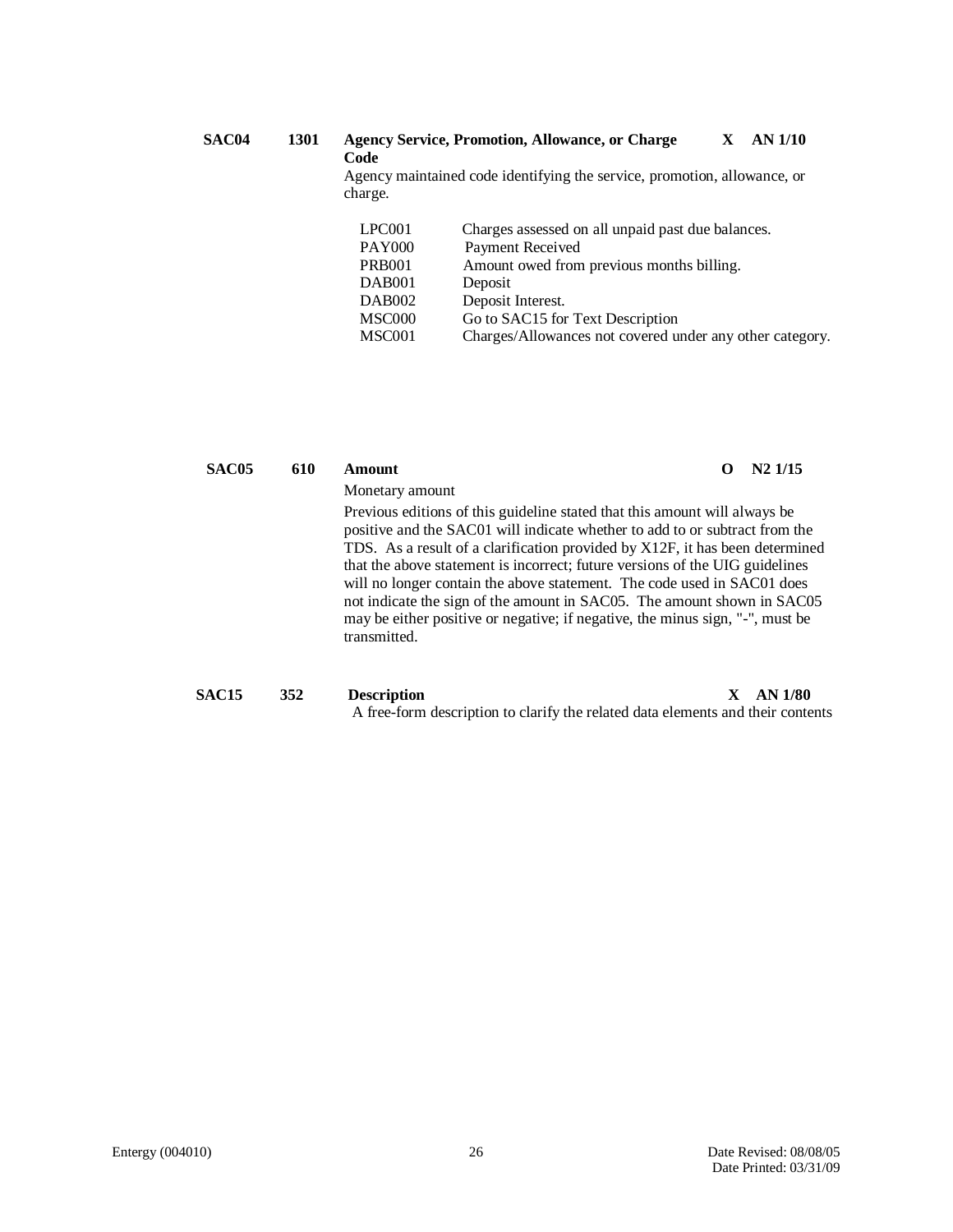**SAC04 1301 Agency Service, Promotion, Allowance, or Charge Code** **X AN 1/10**

Agency maintained code identifying the service, promotion, allowance, or charge.

| Code | Description |
| --- | --- |
| LPC001 | Charges assessed on all unpaid past due balances. |
| PAY000 | Payment Received |
| PRB001 | Amount owed from previous months billing. |
| DAB001 | Deposit |
| DAB002 | Deposit Interest. |
| MSC000 | Go to SAC15 for Text Description |
| MSC001 | Charges/Allowances not covered under any other category. |

**SAC05 610 Amount** **O N2 1/15**

Monetary amount

Previous editions of this guideline stated that this amount will always be positive and the SAC01 will indicate whether to add to or subtract from the TDS. As a result of a clarification provided by X12F, it has been determined that the above statement is incorrect; future versions of the UIG guidelines will no longer contain the above statement. The code used in SAC01 does not indicate the sign of the amount in SAC05. The amount shown in SAC05 may be either positive or negative; if negative, the minus sign, "-", must be transmitted.

**SAC15 352 Description** **X AN 1/80**

A free-form description to clarify the related data elements and their contents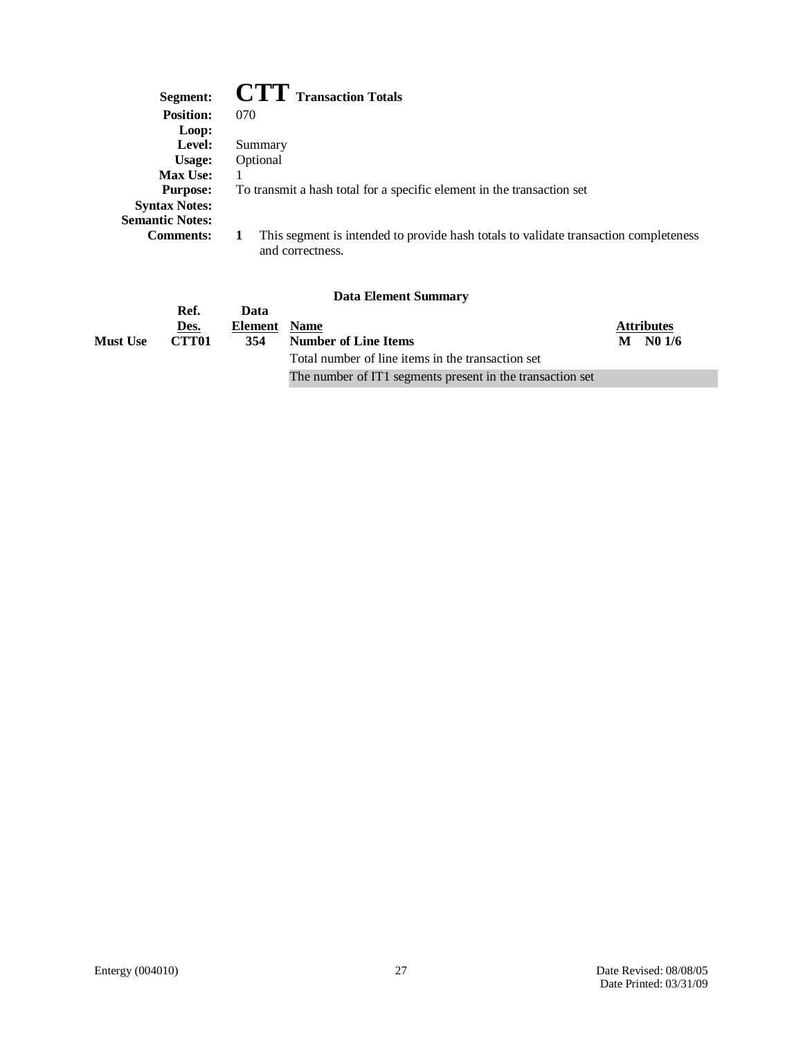**Segment:** **CTT** **Transaction Totals**

**Position:** 070

**Loop:**

**Level:** Summary

**Usage:** Optional

**Max Use:** 1

**Purpose:** To transmit a hash total for a specific element in the transaction set

**Syntax Notes:**

**Semantic Notes:**

**Comments:**

1. This segment is intended to provide hash totals to validate transaction completeness and correctness.

### Data Element Summary

| | Ref. Des. | Data Element | Name | Attributes |
|---|---|---|---|---|
| **Must Use** | **CTT01** | **354** | **Number of Line Items** | **M N0 1/6** |
| | | | Total number of line items in the transaction set | |
| | | | The number of IT1 segments present in the transaction set | |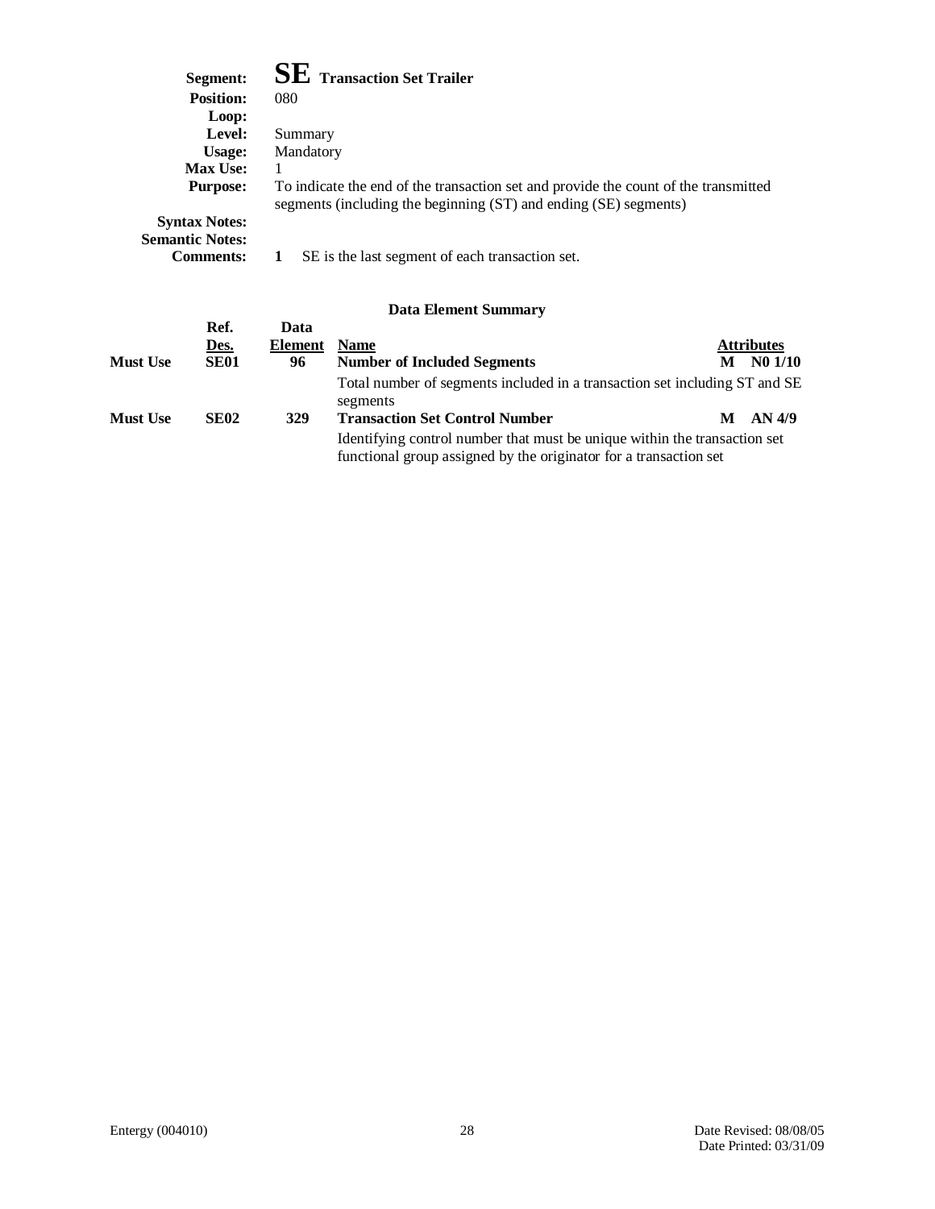**Segment:** **SE** **Transaction Set Trailer**
**Position:** 080
**Loop:**
**Level:** Summary
**Usage:** Mandatory
**Max Use:** 1
**Purpose:** To indicate the end of the transaction set and provide the count of the transmitted segments (including the beginning (ST) and ending (SE) segments)
**Syntax Notes:**
**Semantic Notes:**
**Comments:** **1** SE is the last segment of each transaction set.

### Data Element Summary

| | Ref. Des. | Data Element | Name | Attributes |
|---|---|---|---|---|
| **Must Use** | **SE01** | **96** | **Number of Included Segments** | **M N0 1/10** |
| | | | Total number of segments included in a transaction set including ST and SE segments | |
| **Must Use** | **SE02** | **329** | **Transaction Set Control Number** | **M AN 4/9** |
| | | | Identifying control number that must be unique within the transaction set functional group assigned by the originator for a transaction set | |